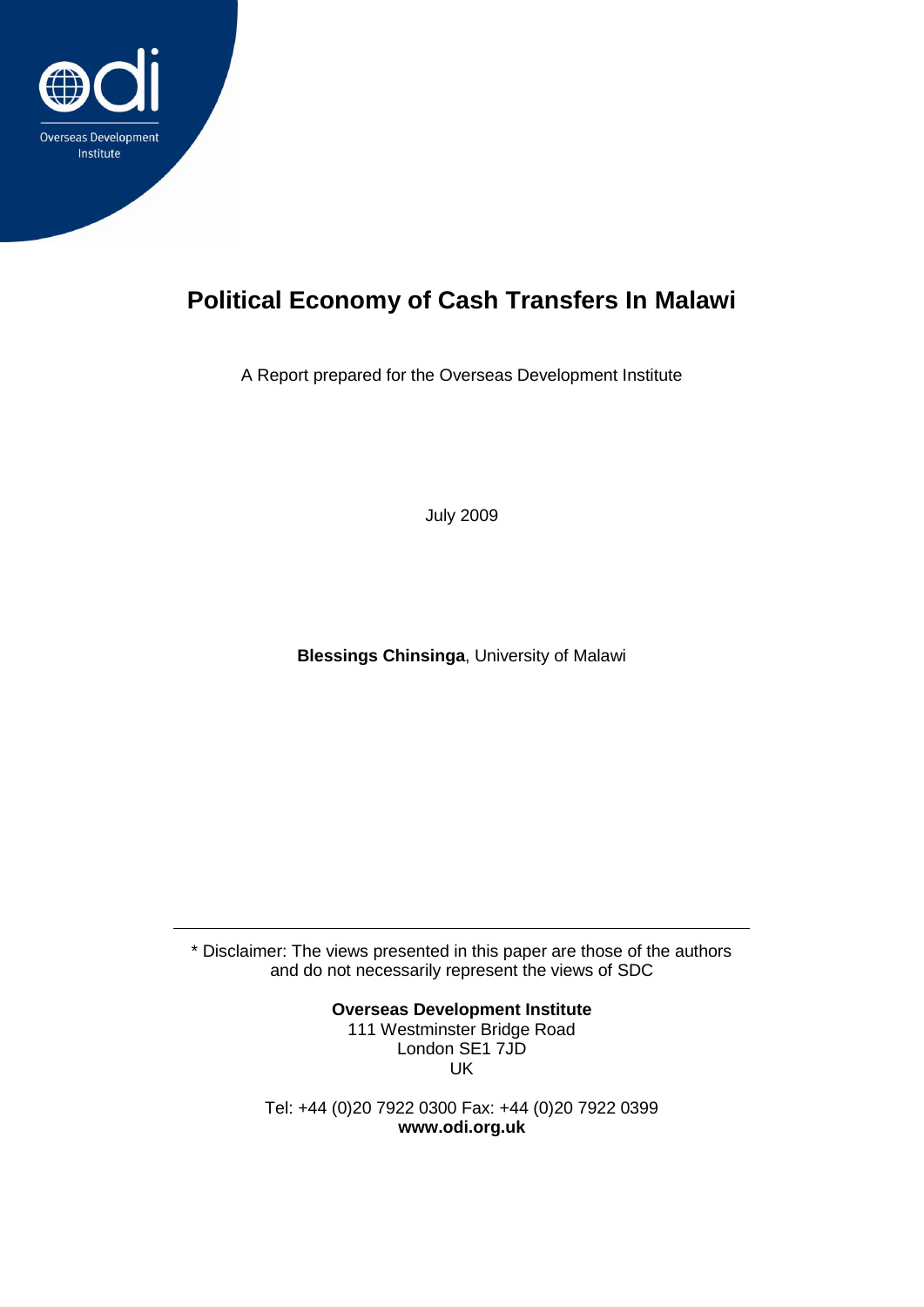Overseas Development Institute

# Political Economy of Cash Transfers In Malawi

A Report prepared for the Overseas Development Institute

July 2009

**Blessings Chinsinga**, University of Malawi

---

* Disclaimer: The views presented in this paper are those of the authors and do not necessarily represent the views of SDC

**Overseas Development Institute**
111 Westminster Bridge Road
London SE1 7JD
UK

Tel: +44 (0)20 7922 0300 Fax: +44 (0)20 7922 0399
**www.odi.org.uk**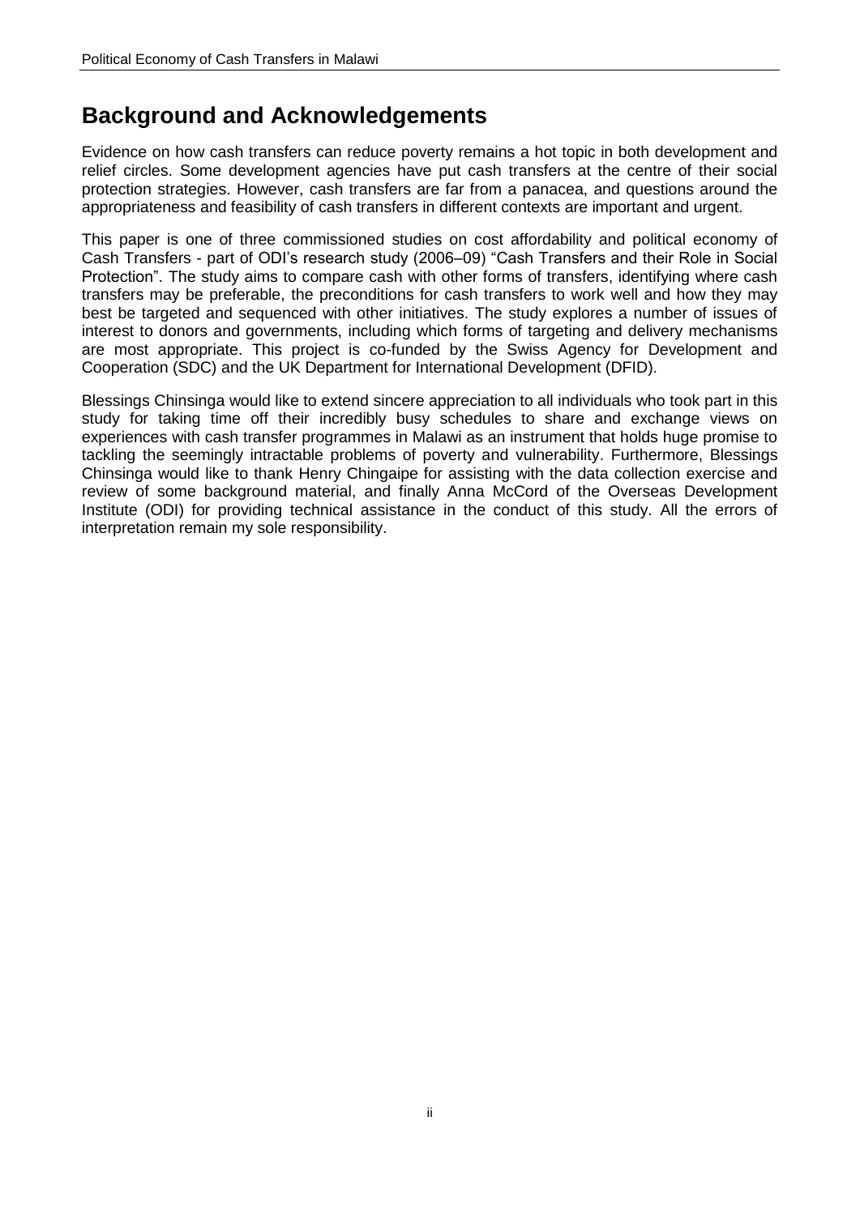# Background and Acknowledgements

Evidence on how cash transfers can reduce poverty remains a hot topic in both development and relief circles. Some development agencies have put cash transfers at the centre of their social protection strategies. However, cash transfers are far from a panacea, and questions around the appropriateness and feasibility of cash transfers in different contexts are important and urgent.

This paper is one of three commissioned studies on cost affordability and political economy of Cash Transfers - part of ODI's research study (2006–09) "Cash Transfers and their Role in Social Protection". The study aims to compare cash with other forms of transfers, identifying where cash transfers may be preferable, the preconditions for cash transfers to work well and how they may best be targeted and sequenced with other initiatives. The study explores a number of issues of interest to donors and governments, including which forms of targeting and delivery mechanisms are most appropriate. This project is co-funded by the Swiss Agency for Development and Cooperation (SDC) and the UK Department for International Development (DFID).

Blessings Chinsinga would like to extend sincere appreciation to all individuals who took part in this study for taking time off their incredibly busy schedules to share and exchange views on experiences with cash transfer programmes in Malawi as an instrument that holds huge promise to tackling the seemingly intractable problems of poverty and vulnerability. Furthermore, Blessings Chinsinga would like to thank Henry Chingaipe for assisting with the data collection exercise and review of some background material, and finally Anna McCord of the Overseas Development Institute (ODI) for providing technical assistance in the conduct of this study. All the errors of interpretation remain my sole responsibility.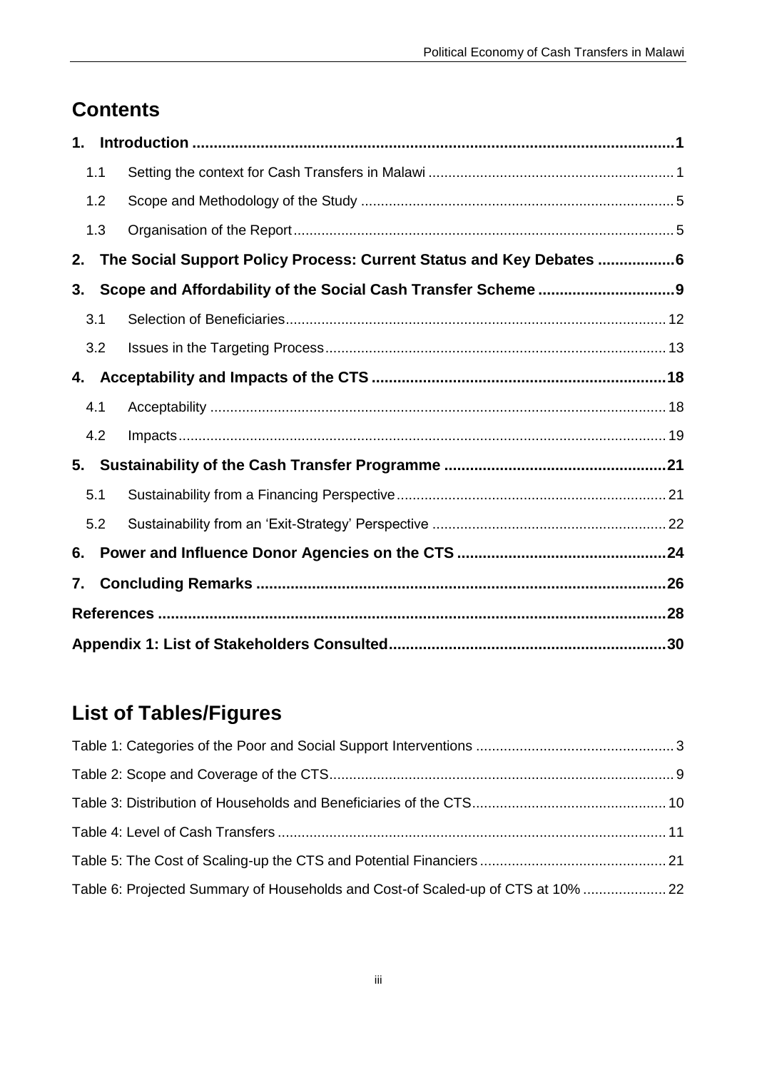# Contents

**1. Introduction ........................................................................................................ 1**

1.1 Setting the context for Cash Transfers in Malawi ........................................................ 1

1.2 Scope and Methodology of the Study ........................................................................ 5

1.3 Organisation of the Report ........................................................................................ 5

**2. The Social Support Policy Process: Current Status and Key Debates .................. 6**

**3. Scope and Affordability of the Social Cash Transfer Scheme ................................ 9**

3.1 Selection of Beneficiaries ........................................................................................ 12

3.2 Issues in the Targeting Process ............................................................................... 13

**4. Acceptability and Impacts of the CTS ................................................................. 18**

4.1 Acceptability ........................................................................................................... 18

4.2 Impacts .................................................................................................................... 19

**5. Sustainability of the Cash Transfer Programme ................................................... 21**

5.1 Sustainability from a Financing Perspective ............................................................. 21

5.2 Sustainability from an 'Exit-Strategy' Perspective .................................................... 22

**6. Power and Influence Donor Agencies on the CTS ................................................ 24**

**7. Concluding Remarks ............................................................................................ 26**

**References ............................................................................................................... 28**

**Appendix 1: List of Stakeholders Consulted ............................................................. 30**

# List of Tables/Figures

Table 1: Categories of the Poor and Social Support Interventions ................................... 3

Table 2: Scope and Coverage of the CTS ........................................................................ 9

Table 3: Distribution of Households and Beneficiaries of the CTS ................................. 10

Table 4: Level of Cash Transfers ................................................................................... 11

Table 5: The Cost of Scaling-up the CTS and Potential Financiers ................................ 21

Table 6: Projected Summary of Households and Cost-of Scaled-up of CTS at 10% ...... 22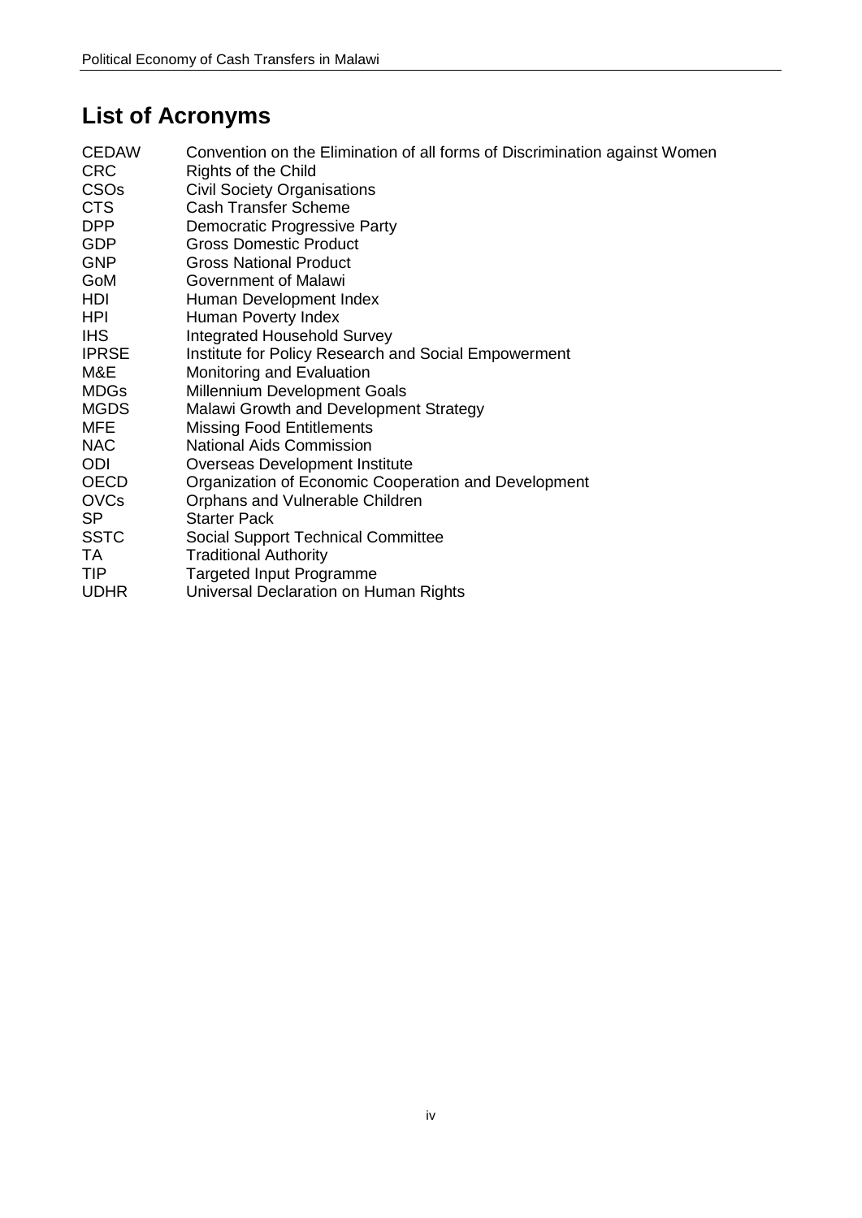## List of Acronyms

| | |
|---|---|
| CEDAW | Convention on the Elimination of all forms of Discrimination against Women |
| CRC | Rights of the Child |
| CSOs | Civil Society Organisations |
| CTS | Cash Transfer Scheme |
| DPP | Democratic Progressive Party |
| GDP | Gross Domestic Product |
| GNP | Gross National Product |
| GoM | Government of Malawi |
| HDI | Human Development Index |
| HPI | Human Poverty Index |
| IHS | Integrated Household Survey |
| IPRSE | Institute for Policy Research and Social Empowerment |
| M&E | Monitoring and Evaluation |
| MDGs | Millennium Development Goals |
| MGDS | Malawi Growth and Development Strategy |
| MFE | Missing Food Entitlements |
| NAC | National Aids Commission |
| ODI | Overseas Development Institute |
| OECD | Organization of Economic Cooperation and Development |
| OVCs | Orphans and Vulnerable Children |
| SP | Starter Pack |
| SSTC | Social Support Technical Committee |
| TA | Traditional Authority |
| TIP | Targeted Input Programme |
| UDHR | Universal Declaration on Human Rights |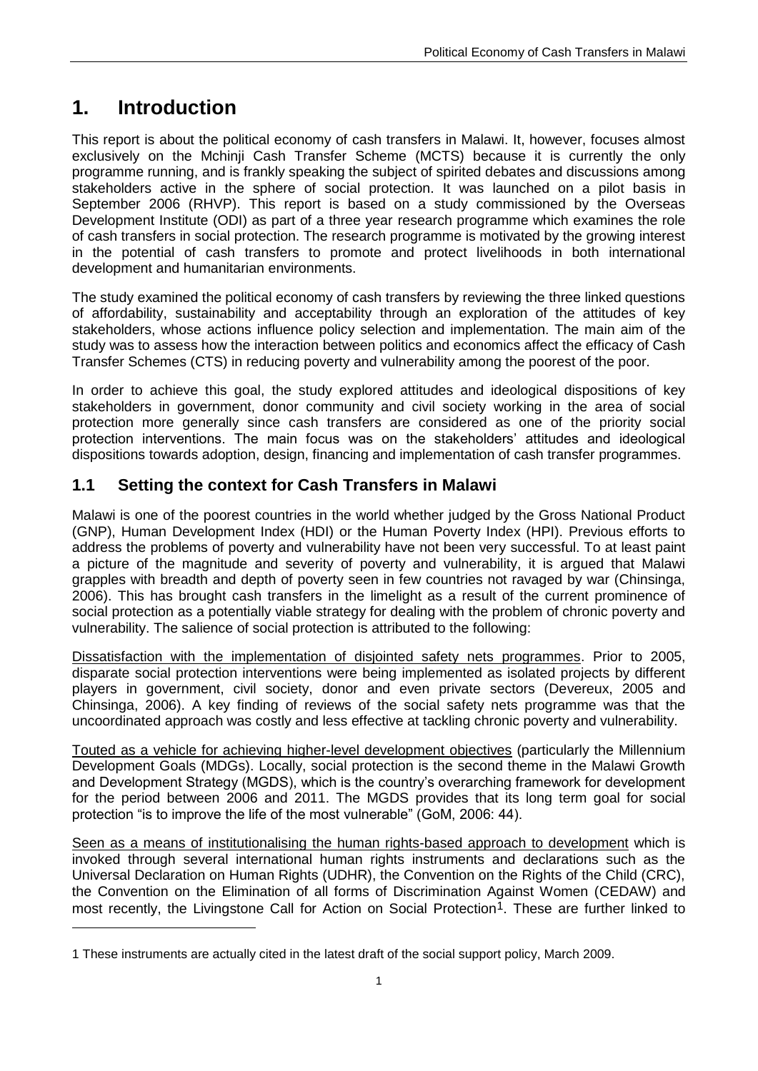# 1. Introduction

This report is about the political economy of cash transfers in Malawi. It, however, focuses almost exclusively on the Mchinji Cash Transfer Scheme (MCTS) because it is currently the only programme running, and is frankly speaking the subject of spirited debates and discussions among stakeholders active in the sphere of social protection. It was launched on a pilot basis in September 2006 (RHVP). This report is based on a study commissioned by the Overseas Development Institute (ODI) as part of a three year research programme which examines the role of cash transfers in social protection. The research programme is motivated by the growing interest in the potential of cash transfers to promote and protect livelihoods in both international development and humanitarian environments.

The study examined the political economy of cash transfers by reviewing the three linked questions of affordability, sustainability and acceptability through an exploration of the attitudes of key stakeholders, whose actions influence policy selection and implementation. The main aim of the study was to assess how the interaction between politics and economics affect the efficacy of Cash Transfer Schemes (CTS) in reducing poverty and vulnerability among the poorest of the poor.

In order to achieve this goal, the study explored attitudes and ideological dispositions of key stakeholders in government, donor community and civil society working in the area of social protection more generally since cash transfers are considered as one of the priority social protection interventions. The main focus was on the stakeholders' attitudes and ideological dispositions towards adoption, design, financing and implementation of cash transfer programmes.

## 1.1 Setting the context for Cash Transfers in Malawi

Malawi is one of the poorest countries in the world whether judged by the Gross National Product (GNP), Human Development Index (HDI) or the Human Poverty Index (HPI). Previous efforts to address the problems of poverty and vulnerability have not been very successful. To at least paint a picture of the magnitude and severity of poverty and vulnerability, it is argued that Malawi grapples with breadth and depth of poverty seen in few countries not ravaged by war (Chinsinga, 2006). This has brought cash transfers in the limelight as a result of the current prominence of social protection as a potentially viable strategy for dealing with the problem of chronic poverty and vulnerability. The salience of social protection is attributed to the following:

Dissatisfaction with the implementation of disjointed safety nets programmes. Prior to 2005, disparate social protection interventions were being implemented as isolated projects by different players in government, civil society, donor and even private sectors (Devereux, 2005 and Chinsinga, 2006). A key finding of reviews of the social safety nets programme was that the uncoordinated approach was costly and less effective at tackling chronic poverty and vulnerability.

Touted as a vehicle for achieving higher-level development objectives (particularly the Millennium Development Goals (MDGs). Locally, social protection is the second theme in the Malawi Growth and Development Strategy (MGDS), which is the country's overarching framework for development for the period between 2006 and 2011. The MGDS provides that its long term goal for social protection "is to improve the life of the most vulnerable" (GoM, 2006: 44).

Seen as a means of institutionalising the human rights-based approach to development which is invoked through several international human rights instruments and declarations such as the Universal Declaration on Human Rights (UDHR), the Convention on the Rights of the Child (CRC), the Convention on the Elimination of all forms of Discrimination Against Women (CEDAW) and most recently, the Livingstone Call for Action on Social Protection[1]. These are further linked to

[1] These instruments are actually cited in the latest draft of the social support policy, March 2009.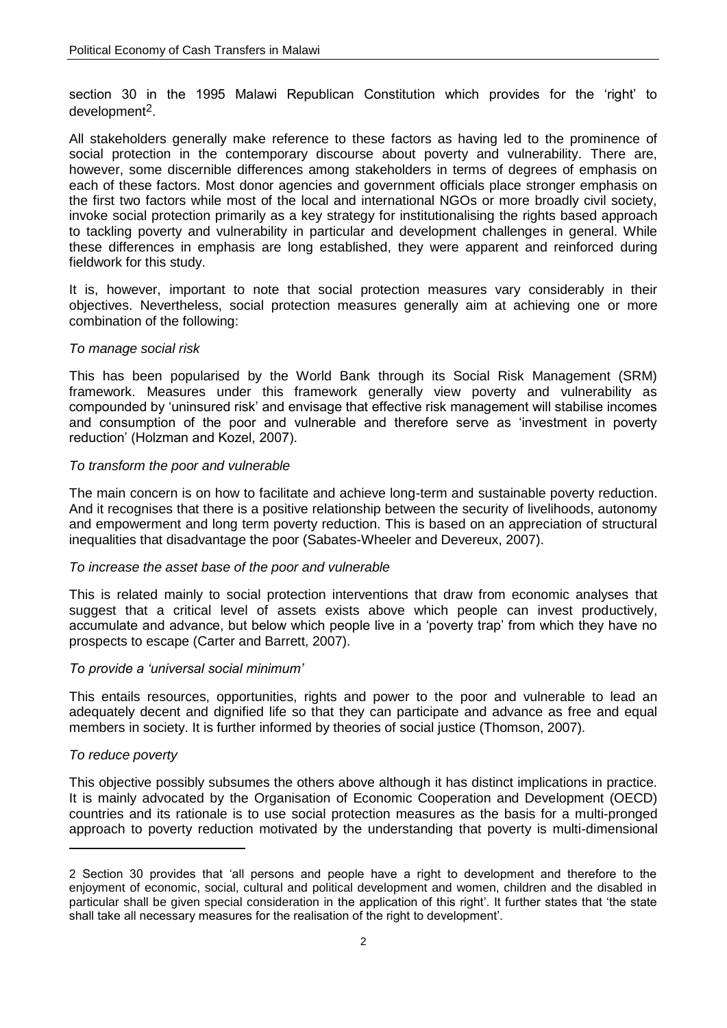section 30 in the 1995 Malawi Republican Constitution which provides for the 'right' to development[2].

All stakeholders generally make reference to these factors as having led to the prominence of social protection in the contemporary discourse about poverty and vulnerability. There are, however, some discernible differences among stakeholders in terms of degrees of emphasis on each of these factors. Most donor agencies and government officials place stronger emphasis on the first two factors while most of the local and international NGOs or more broadly civil society, invoke social protection primarily as a key strategy for institutionalising the rights based approach to tackling poverty and vulnerability in particular and development challenges in general. While these differences in emphasis are long established, they were apparent and reinforced during fieldwork for this study.

It is, however, important to note that social protection measures vary considerably in their objectives. Nevertheless, social protection measures generally aim at achieving one or more combination of the following:

*To manage social risk*

This has been popularised by the World Bank through its Social Risk Management (SRM) framework. Measures under this framework generally view poverty and vulnerability as compounded by 'uninsured risk' and envisage that effective risk management will stabilise incomes and consumption of the poor and vulnerable and therefore serve as 'investment in poverty reduction' (Holzman and Kozel, 2007).

*To transform the poor and vulnerable*

The main concern is on how to facilitate and achieve long-term and sustainable poverty reduction. And it recognises that there is a positive relationship between the security of livelihoods, autonomy and empowerment and long term poverty reduction. This is based on an appreciation of structural inequalities that disadvantage the poor (Sabates-Wheeler and Devereux, 2007).

*To increase the asset base of the poor and vulnerable*

This is related mainly to social protection interventions that draw from economic analyses that suggest that a critical level of assets exists above which people can invest productively, accumulate and advance, but below which people live in a 'poverty trap' from which they have no prospects to escape (Carter and Barrett, 2007).

*To provide a 'universal social minimum'*

This entails resources, opportunities, rights and power to the poor and vulnerable to lead an adequately decent and dignified life so that they can participate and advance as free and equal members in society. It is further informed by theories of social justice (Thomson, 2007).

*To reduce poverty*

This objective possibly subsumes the others above although it has distinct implications in practice. It is mainly advocated by the Organisation of Economic Cooperation and Development (OECD) countries and its rationale is to use social protection measures as the basis for a multi-pronged approach to poverty reduction motivated by the understanding that poverty is multi-dimensional

---

2 Section 30 provides that 'all persons and people have a right to development and therefore to the enjoyment of economic, social, cultural and political development and women, children and the disabled in particular shall be given special consideration in the application of this right'. It further states that 'the state shall take all necessary measures for the realisation of the right to development'.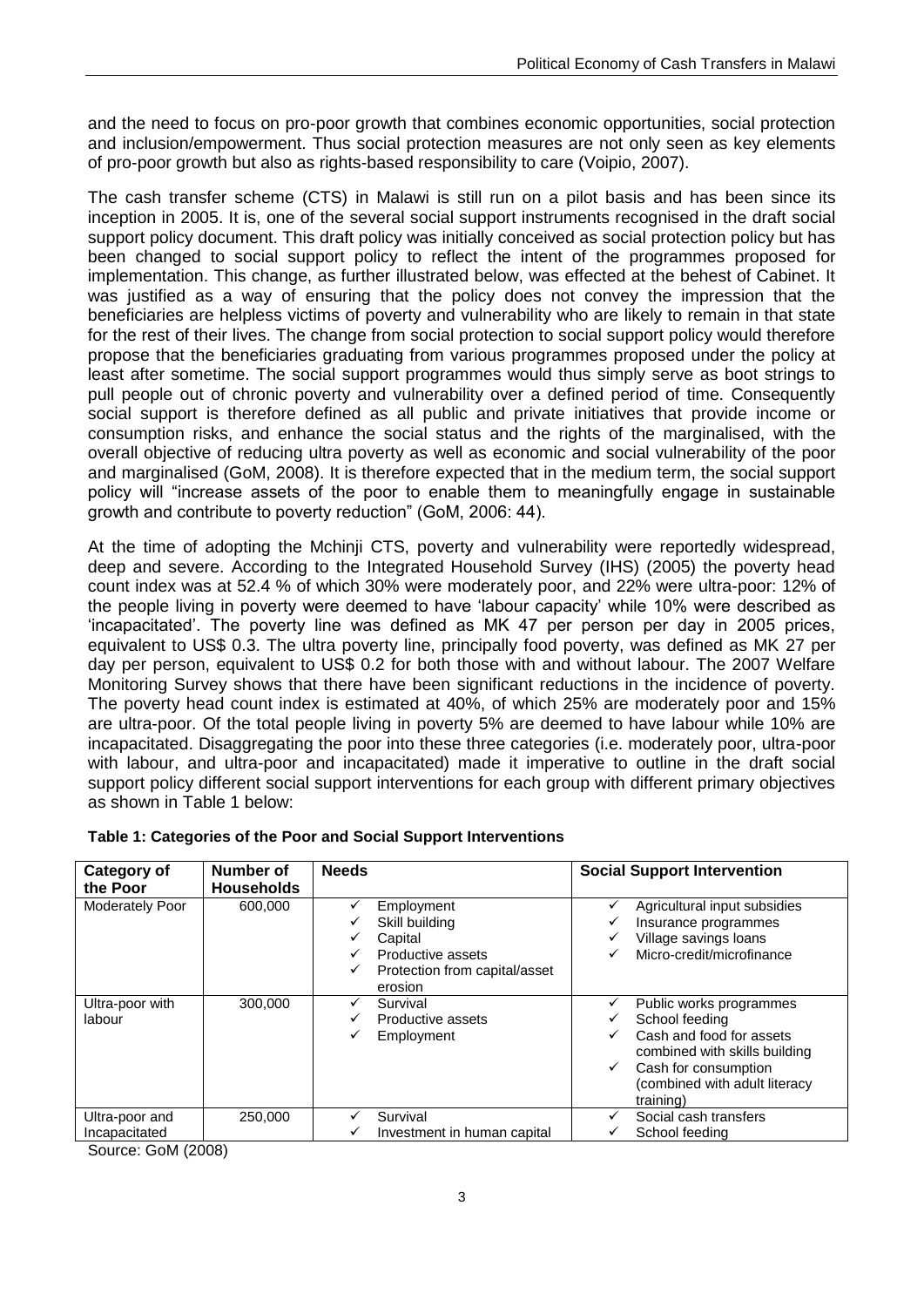and the need to focus on pro-poor growth that combines economic opportunities, social protection and inclusion/empowerment. Thus social protection measures are not only seen as key elements of pro-poor growth but also as rights-based responsibility to care (Voipio, 2007).

The cash transfer scheme (CTS) in Malawi is still run on a pilot basis and has been since its inception in 2005. It is, one of the several social support instruments recognised in the draft social support policy document. This draft policy was initially conceived as social protection policy but has been changed to social support policy to reflect the intent of the programmes proposed for implementation. This change, as further illustrated below, was effected at the behest of Cabinet. It was justified as a way of ensuring that the policy does not convey the impression that the beneficiaries are helpless victims of poverty and vulnerability who are likely to remain in that state for the rest of their lives. The change from social protection to social support policy would therefore propose that the beneficiaries graduating from various programmes proposed under the policy at least after sometime. The social support programmes would thus simply serve as boot strings to pull people out of chronic poverty and vulnerability over a defined period of time. Consequently social support is therefore defined as all public and private initiatives that provide income or consumption risks, and enhance the social status and the rights of the marginalised, with the overall objective of reducing ultra poverty as well as economic and social vulnerability of the poor and marginalised (GoM, 2008). It is therefore expected that in the medium term, the social support policy will "increase assets of the poor to enable them to meaningfully engage in sustainable growth and contribute to poverty reduction" (GoM, 2006: 44).

At the time of adopting the Mchinji CTS, poverty and vulnerability were reportedly widespread, deep and severe. According to the Integrated Household Survey (IHS) (2005) the poverty head count index was at 52.4 % of which 30% were moderately poor, and 22% were ultra-poor: 12% of the people living in poverty were deemed to have 'labour capacity' while 10% were described as 'incapacitated'. The poverty line was defined as MK 47 per person per day in 2005 prices, equivalent to US$ 0.3. The ultra poverty line, principally food poverty, was defined as MK 27 per day per person, equivalent to US$ 0.2 for both those with and without labour. The 2007 Welfare Monitoring Survey shows that there have been significant reductions in the incidence of poverty. The poverty head count index is estimated at 40%, of which 25% are moderately poor and 15% are ultra-poor. Of the total people living in poverty 5% are deemed to have labour while 10% are incapacitated. Disaggregating the poor into these three categories (i.e. moderately poor, ultra-poor with labour, and ultra-poor and incapacitated) made it imperative to outline in the draft social support policy different social support interventions for each group with different primary objectives as shown in Table 1 below:

**Table 1: Categories of the Poor and Social Support Interventions**

| Category of the Poor | Number of Households | Needs | Social Support Intervention |
|---|---|---|---|
| Moderately Poor | 600,000 | ✓ Employment<br>✓ Skill building<br>✓ Capital<br>✓ Productive assets<br>✓ Protection from capital/asset erosion | ✓ Agricultural input subsidies<br>✓ Insurance programmes<br>✓ Village savings loans<br>✓ Micro-credit/microfinance |
| Ultra-poor with labour | 300,000 | ✓ Survival<br>✓ Productive assets<br>✓ Employment | ✓ Public works programmes<br>✓ School feeding<br>✓ Cash and food for assets combined with skills building<br>✓ Cash for consumption (combined with adult literacy training) |
| Ultra-poor and Incapacitated | 250,000 | ✓ Survival<br>✓ Investment in human capital | ✓ Social cash transfers<br>✓ School feeding |

Source: GoM (2008)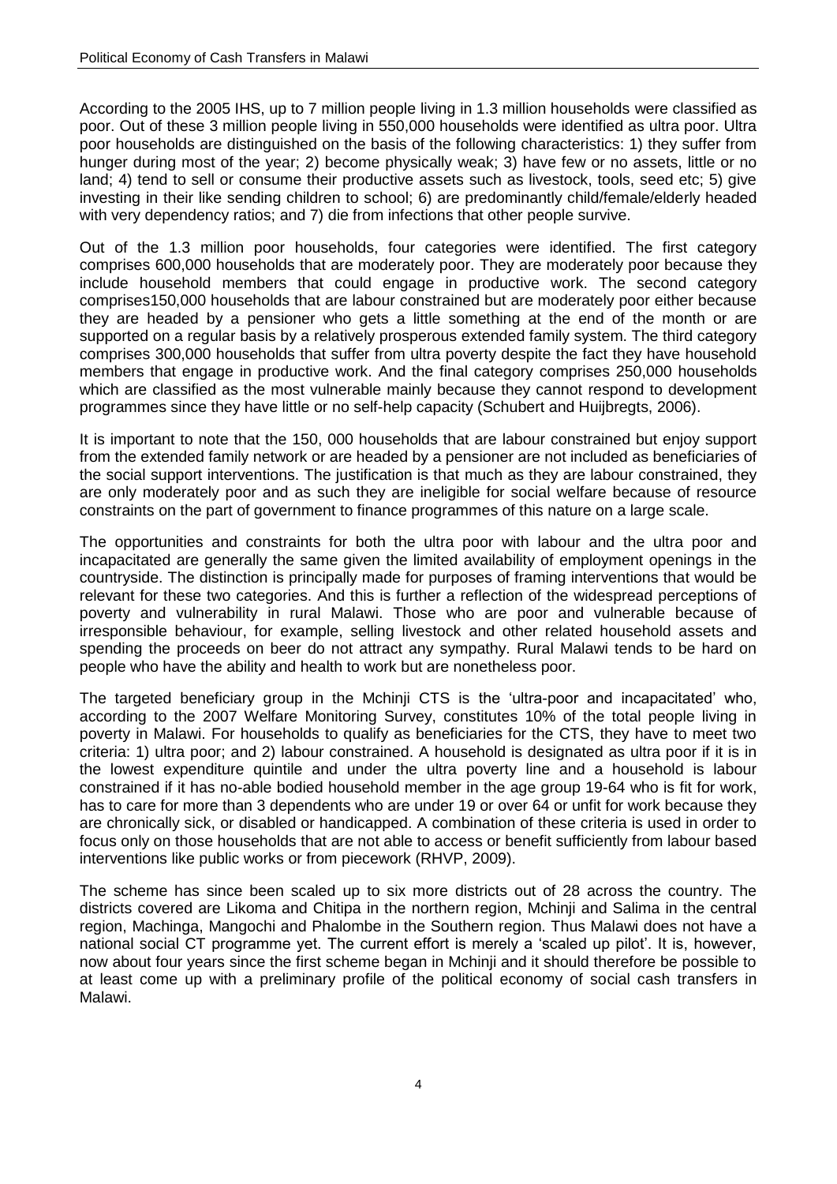According to the 2005 IHS, up to 7 million people living in 1.3 million households were classified as poor. Out of these 3 million people living in 550,000 households were identified as ultra poor. Ultra poor households are distinguished on the basis of the following characteristics: 1) they suffer from hunger during most of the year; 2) become physically weak; 3) have few or no assets, little or no land; 4) tend to sell or consume their productive assets such as livestock, tools, seed etc; 5) give investing in their like sending children to school; 6) are predominantly child/female/elderly headed with very dependency ratios; and 7) die from infections that other people survive.

Out of the 1.3 million poor households, four categories were identified. The first category comprises 600,000 households that are moderately poor. They are moderately poor because they include household members that could engage in productive work. The second category comprises150,000 households that are labour constrained but are moderately poor either because they are headed by a pensioner who gets a little something at the end of the month or are supported on a regular basis by a relatively prosperous extended family system. The third category comprises 300,000 households that suffer from ultra poverty despite the fact they have household members that engage in productive work. And the final category comprises 250,000 households which are classified as the most vulnerable mainly because they cannot respond to development programmes since they have little or no self-help capacity (Schubert and Huijbregts, 2006).

It is important to note that the 150, 000 households that are labour constrained but enjoy support from the extended family network or are headed by a pensioner are not included as beneficiaries of the social support interventions. The justification is that much as they are labour constrained, they are only moderately poor and as such they are ineligible for social welfare because of resource constraints on the part of government to finance programmes of this nature on a large scale.

The opportunities and constraints for both the ultra poor with labour and the ultra poor and incapacitated are generally the same given the limited availability of employment openings in the countryside. The distinction is principally made for purposes of framing interventions that would be relevant for these two categories. And this is further a reflection of the widespread perceptions of poverty and vulnerability in rural Malawi. Those who are poor and vulnerable because of irresponsible behaviour, for example, selling livestock and other related household assets and spending the proceeds on beer do not attract any sympathy. Rural Malawi tends to be hard on people who have the ability and health to work but are nonetheless poor.

The targeted beneficiary group in the Mchinji CTS is the 'ultra-poor and incapacitated' who, according to the 2007 Welfare Monitoring Survey, constitutes 10% of the total people living in poverty in Malawi. For households to qualify as beneficiaries for the CTS, they have to meet two criteria: 1) ultra poor; and 2) labour constrained. A household is designated as ultra poor if it is in the lowest expenditure quintile and under the ultra poverty line and a household is labour constrained if it has no-able bodied household member in the age group 19-64 who is fit for work, has to care for more than 3 dependents who are under 19 or over 64 or unfit for work because they are chronically sick, or disabled or handicapped. A combination of these criteria is used in order to focus only on those households that are not able to access or benefit sufficiently from labour based interventions like public works or from piecework (RHVP, 2009).

The scheme has since been scaled up to six more districts out of 28 across the country. The districts covered are Likoma and Chitipa in the northern region, Mchinji and Salima in the central region, Machinga, Mangochi and Phalombe in the Southern region. Thus Malawi does not have a national social CT programme yet. The current effort is merely a 'scaled up pilot'. It is, however, now about four years since the first scheme began in Mchinji and it should therefore be possible to at least come up with a preliminary profile of the political economy of social cash transfers in Malawi.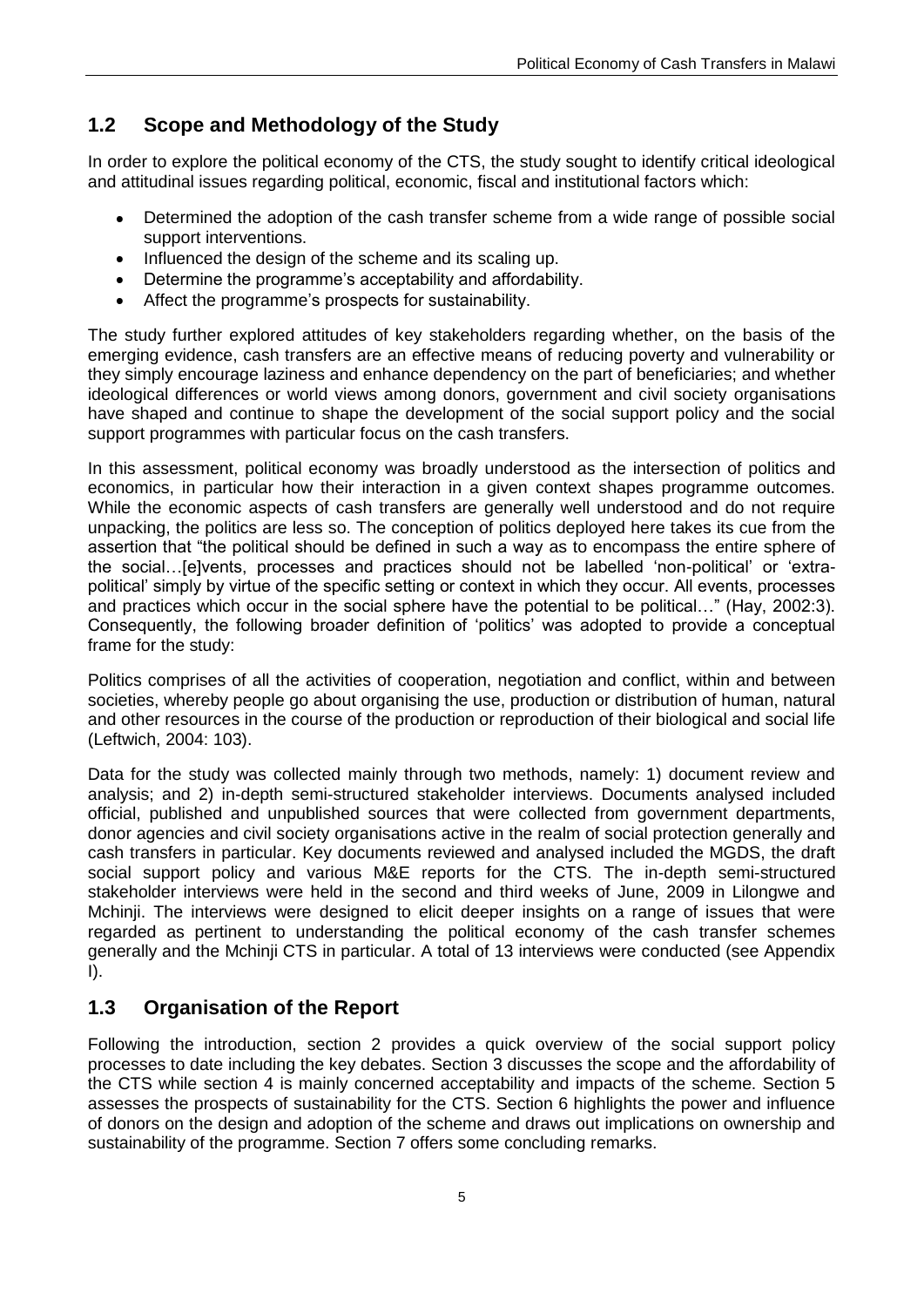## 1.2 Scope and Methodology of the Study

In order to explore the political economy of the CTS, the study sought to identify critical ideological and attitudinal issues regarding political, economic, fiscal and institutional factors which:

- Determined the adoption of the cash transfer scheme from a wide range of possible social support interventions.
- Influenced the design of the scheme and its scaling up.
- Determine the programme's acceptability and affordability.
- Affect the programme's prospects for sustainability.

The study further explored attitudes of key stakeholders regarding whether, on the basis of the emerging evidence, cash transfers are an effective means of reducing poverty and vulnerability or they simply encourage laziness and enhance dependency on the part of beneficiaries; and whether ideological differences or world views among donors, government and civil society organisations have shaped and continue to shape the development of the social support policy and the social support programmes with particular focus on the cash transfers.

In this assessment, political economy was broadly understood as the intersection of politics and economics, in particular how their interaction in a given context shapes programme outcomes. While the economic aspects of cash transfers are generally well understood and do not require unpacking, the politics are less so. The conception of politics deployed here takes its cue from the assertion that "the political should be defined in such a way as to encompass the entire sphere of the social…[e]vents, processes and practices should not be labelled 'non-political' or 'extra-political' simply by virtue of the specific setting or context in which they occur. All events, processes and practices which occur in the social sphere have the potential to be political…" (Hay, 2002:3). Consequently, the following broader definition of 'politics' was adopted to provide a conceptual frame for the study:

Politics comprises of all the activities of cooperation, negotiation and conflict, within and between societies, whereby people go about organising the use, production or distribution of human, natural and other resources in the course of the production or reproduction of their biological and social life (Leftwich, 2004: 103).

Data for the study was collected mainly through two methods, namely: 1) document review and analysis; and 2) in-depth semi-structured stakeholder interviews. Documents analysed included official, published and unpublished sources that were collected from government departments, donor agencies and civil society organisations active in the realm of social protection generally and cash transfers in particular. Key documents reviewed and analysed included the MGDS, the draft social support policy and various M&E reports for the CTS. The in-depth semi-structured stakeholder interviews were held in the second and third weeks of June, 2009 in Lilongwe and Mchinji. The interviews were designed to elicit deeper insights on a range of issues that were regarded as pertinent to understanding the political economy of the cash transfer schemes generally and the Mchinji CTS in particular. A total of 13 interviews were conducted (see Appendix I).

## 1.3 Organisation of the Report

Following the introduction, section 2 provides a quick overview of the social support policy processes to date including the key debates. Section 3 discusses the scope and the affordability of the CTS while section 4 is mainly concerned acceptability and impacts of the scheme. Section 5 assesses the prospects of sustainability for the CTS. Section 6 highlights the power and influence of donors on the design and adoption of the scheme and draws out implications on ownership and sustainability of the programme. Section 7 offers some concluding remarks.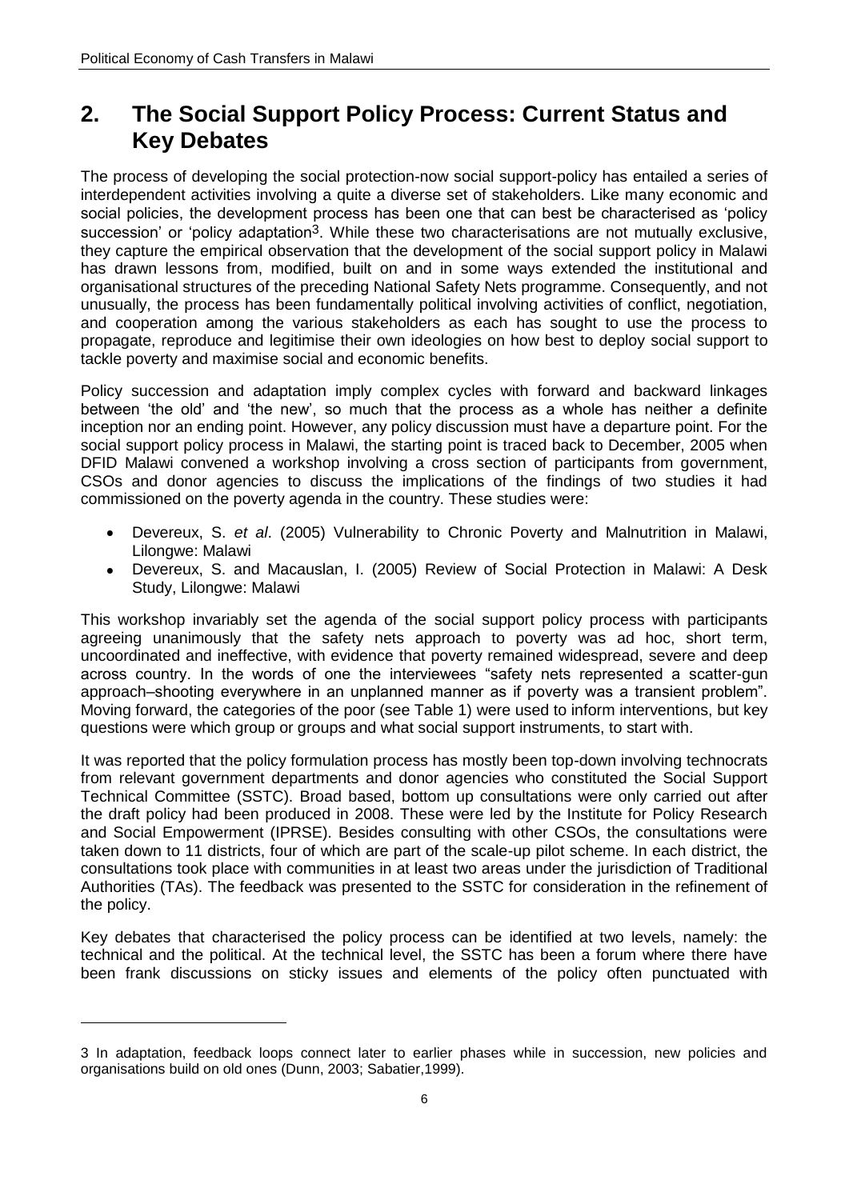## 2. The Social Support Policy Process: Current Status and Key Debates

The process of developing the social protection-now social support-policy has entailed a series of interdependent activities involving a quite a diverse set of stakeholders. Like many economic and social policies, the development process has been one that can best be characterised as 'policy succession' or 'policy adaptation[3]. While these two characterisations are not mutually exclusive, they capture the empirical observation that the development of the social support policy in Malawi has drawn lessons from, modified, built on and in some ways extended the institutional and organisational structures of the preceding National Safety Nets programme. Consequently, and not unusually, the process has been fundamentally political involving activities of conflict, negotiation, and cooperation among the various stakeholders as each has sought to use the process to propagate, reproduce and legitimise their own ideologies on how best to deploy social support to tackle poverty and maximise social and economic benefits.

Policy succession and adaptation imply complex cycles with forward and backward linkages between 'the old' and 'the new', so much that the process as a whole has neither a definite inception nor an ending point. However, any policy discussion must have a departure point. For the social support policy process in Malawi, the starting point is traced back to December, 2005 when DFID Malawi convened a workshop involving a cross section of participants from government, CSOs and donor agencies to discuss the implications of the findings of two studies it had commissioned on the poverty agenda in the country. These studies were:

- Devereux, S. *et al*. (2005) Vulnerability to Chronic Poverty and Malnutrition in Malawi, Lilongwe: Malawi
- Devereux, S. and Macauslan, I. (2005) Review of Social Protection in Malawi: A Desk Study, Lilongwe: Malawi

This workshop invariably set the agenda of the social support policy process with participants agreeing unanimously that the safety nets approach to poverty was ad hoc, short term, uncoordinated and ineffective, with evidence that poverty remained widespread, severe and deep across country. In the words of one the interviewees "safety nets represented a scatter-gun approach–shooting everywhere in an unplanned manner as if poverty was a transient problem". Moving forward, the categories of the poor (see Table 1) were used to inform interventions, but key questions were which group or groups and what social support instruments, to start with.

It was reported that the policy formulation process has mostly been top-down involving technocrats from relevant government departments and donor agencies who constituted the Social Support Technical Committee (SSTC). Broad based, bottom up consultations were only carried out after the draft policy had been produced in 2008. These were led by the Institute for Policy Research and Social Empowerment (IPRSE). Besides consulting with other CSOs, the consultations were taken down to 11 districts, four of which are part of the scale-up pilot scheme. In each district, the consultations took place with communities in at least two areas under the jurisdiction of Traditional Authorities (TAs). The feedback was presented to the SSTC for consideration in the refinement of the policy.

Key debates that characterised the policy process can be identified at two levels, namely: the technical and the political. At the technical level, the SSTC has been a forum where there have been frank discussions on sticky issues and elements of the policy often punctuated with

---

3 In adaptation, feedback loops connect later to earlier phases while in succession, new policies and organisations build on old ones (Dunn, 2003; Sabatier,1999).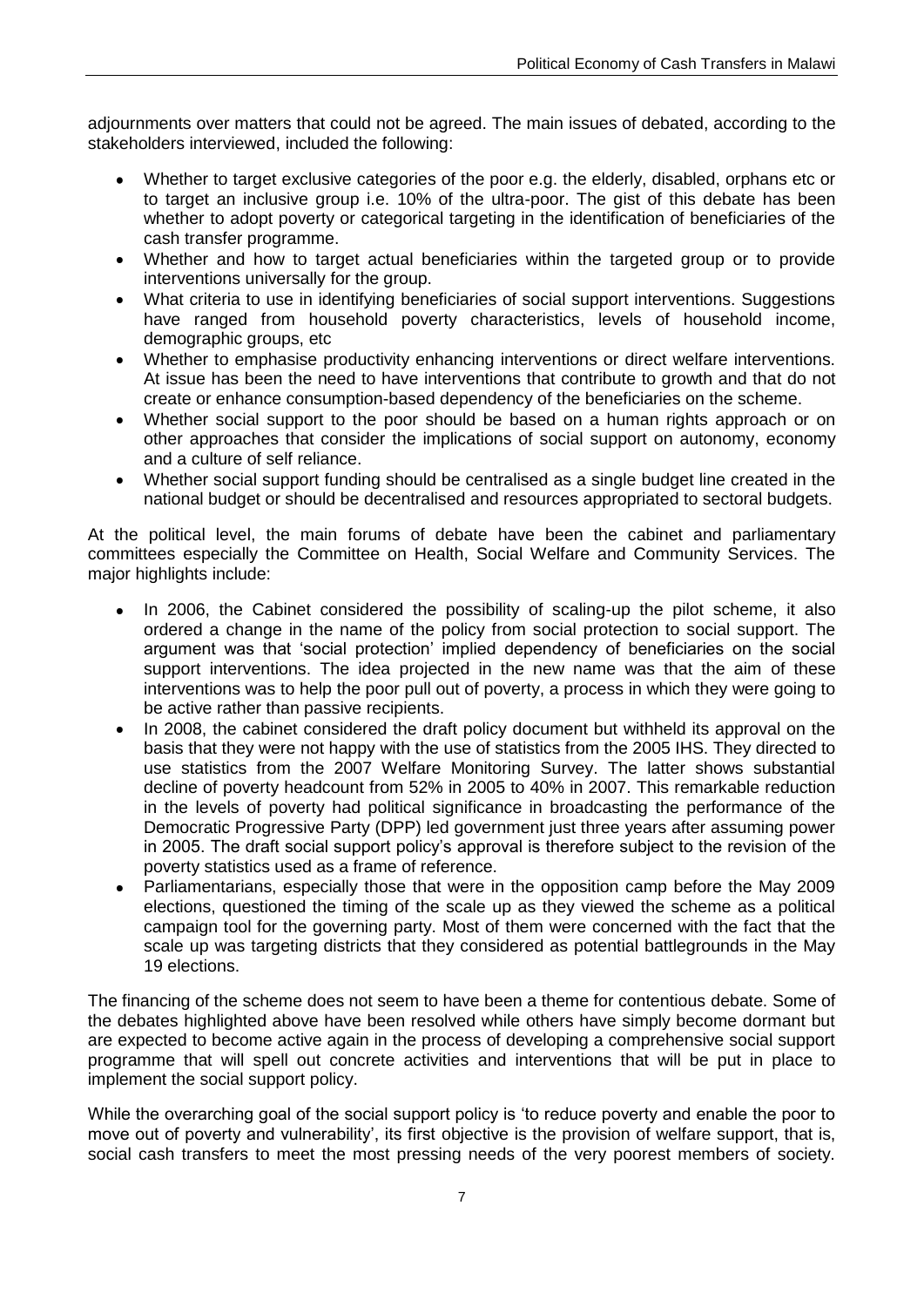adjournments over matters that could not be agreed. The main issues of debated, according to the stakeholders interviewed, included the following:

- Whether to target exclusive categories of the poor e.g. the elderly, disabled, orphans etc or to target an inclusive group i.e. 10% of the ultra-poor. The gist of this debate has been whether to adopt poverty or categorical targeting in the identification of beneficiaries of the cash transfer programme.
- Whether and how to target actual beneficiaries within the targeted group or to provide interventions universally for the group.
- What criteria to use in identifying beneficiaries of social support interventions. Suggestions have ranged from household poverty characteristics, levels of household income, demographic groups, etc
- Whether to emphasise productivity enhancing interventions or direct welfare interventions. At issue has been the need to have interventions that contribute to growth and that do not create or enhance consumption-based dependency of the beneficiaries on the scheme.
- Whether social support to the poor should be based on a human rights approach or on other approaches that consider the implications of social support on autonomy, economy and a culture of self reliance.
- Whether social support funding should be centralised as a single budget line created in the national budget or should be decentralised and resources appropriated to sectoral budgets.

At the political level, the main forums of debate have been the cabinet and parliamentary committees especially the Committee on Health, Social Welfare and Community Services. The major highlights include:

- In 2006, the Cabinet considered the possibility of scaling-up the pilot scheme, it also ordered a change in the name of the policy from social protection to social support. The argument was that 'social protection' implied dependency of beneficiaries on the social support interventions. The idea projected in the new name was that the aim of these interventions was to help the poor pull out of poverty, a process in which they were going to be active rather than passive recipients.
- In 2008, the cabinet considered the draft policy document but withheld its approval on the basis that they were not happy with the use of statistics from the 2005 IHS. They directed to use statistics from the 2007 Welfare Monitoring Survey. The latter shows substantial decline of poverty headcount from 52% in 2005 to 40% in 2007. This remarkable reduction in the levels of poverty had political significance in broadcasting the performance of the Democratic Progressive Party (DPP) led government just three years after assuming power in 2005. The draft social support policy's approval is therefore subject to the revision of the poverty statistics used as a frame of reference.
- Parliamentarians, especially those that were in the opposition camp before the May 2009 elections, questioned the timing of the scale up as they viewed the scheme as a political campaign tool for the governing party. Most of them were concerned with the fact that the scale up was targeting districts that they considered as potential battlegrounds in the May 19 elections.

The financing of the scheme does not seem to have been a theme for contentious debate. Some of the debates highlighted above have been resolved while others have simply become dormant but are expected to become active again in the process of developing a comprehensive social support programme that will spell out concrete activities and interventions that will be put in place to implement the social support policy.

While the overarching goal of the social support policy is 'to reduce poverty and enable the poor to move out of poverty and vulnerability', its first objective is the provision of welfare support, that is, social cash transfers to meet the most pressing needs of the very poorest members of society.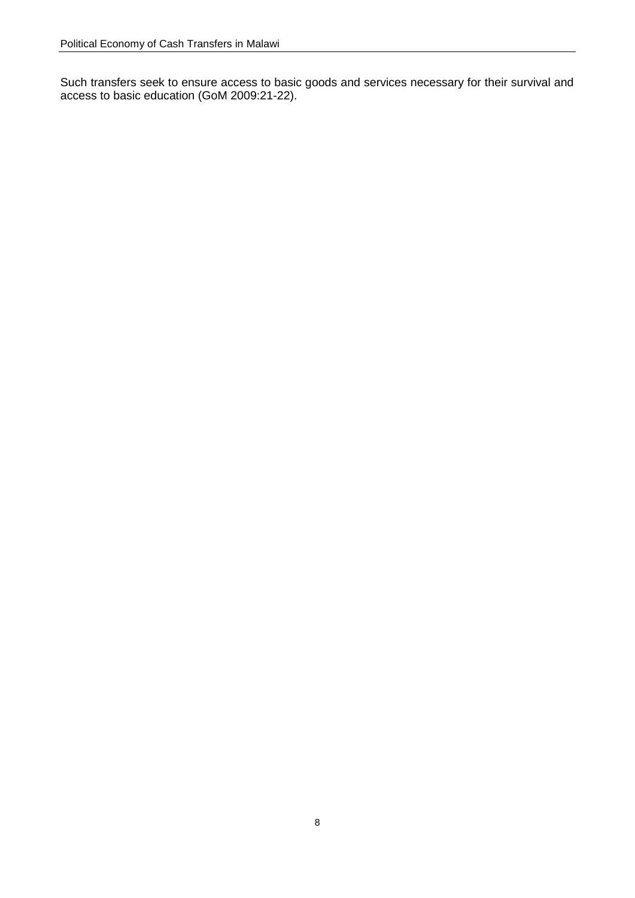Such transfers seek to ensure access to basic goods and services necessary for their survival and access to basic education (GoM 2009:21-22).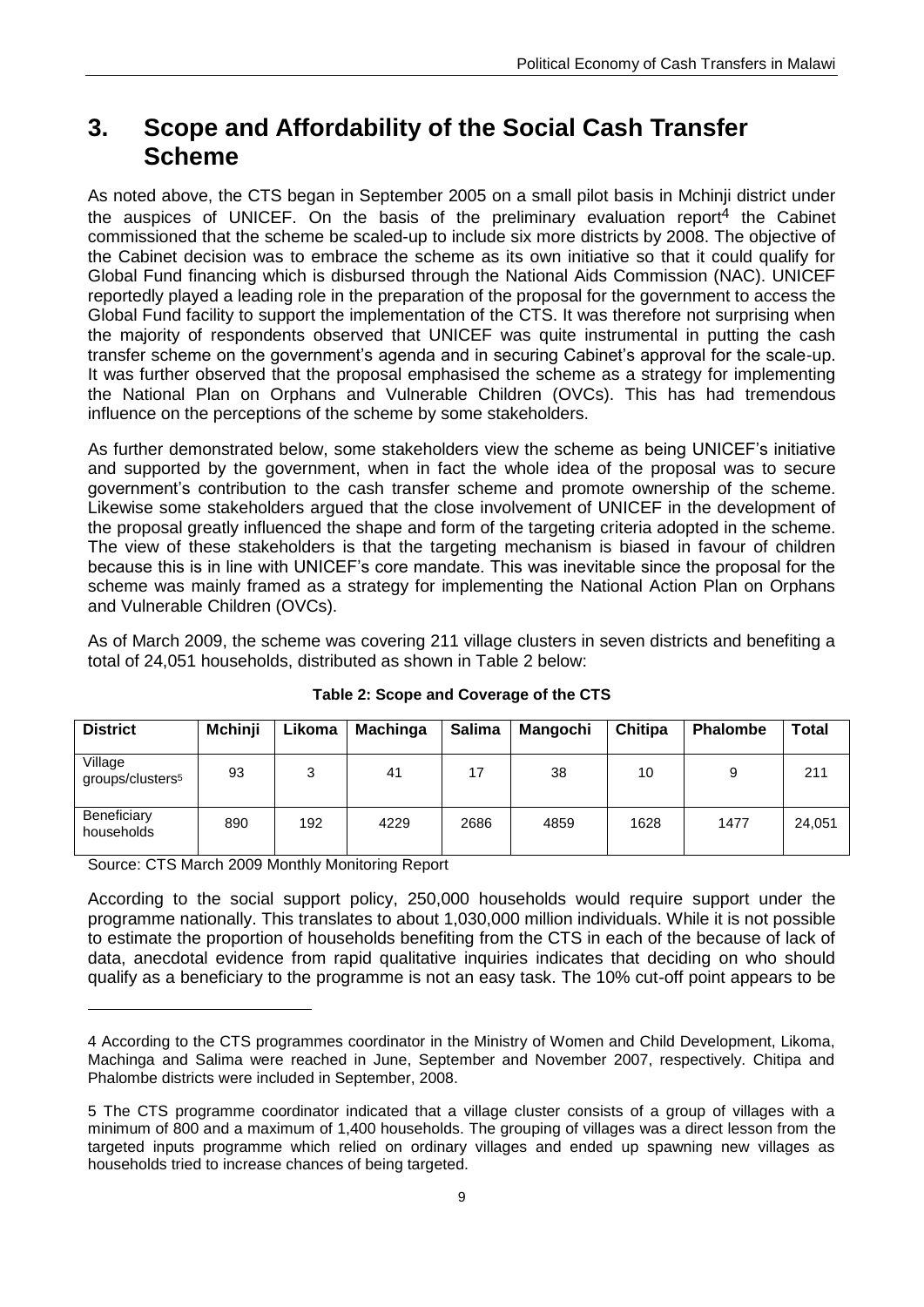# 3. Scope and Affordability of the Social Cash Transfer Scheme

As noted above, the CTS began in September 2005 on a small pilot basis in Mchinji district under the auspices of UNICEF. On the basis of the preliminary evaluation report[4] the Cabinet commissioned that the scheme be scaled-up to include six more districts by 2008. The objective of the Cabinet decision was to embrace the scheme as its own initiative so that it could qualify for Global Fund financing which is disbursed through the National Aids Commission (NAC). UNICEF reportedly played a leading role in the preparation of the proposal for the government to access the Global Fund facility to support the implementation of the CTS. It was therefore not surprising when the majority of respondents observed that UNICEF was quite instrumental in putting the cash transfer scheme on the government's agenda and in securing Cabinet's approval for the scale-up. It was further observed that the proposal emphasised the scheme as a strategy for implementing the National Plan on Orphans and Vulnerable Children (OVCs). This has had tremendous influence on the perceptions of the scheme by some stakeholders.

As further demonstrated below, some stakeholders view the scheme as being UNICEF's initiative and supported by the government, when in fact the whole idea of the proposal was to secure government's contribution to the cash transfer scheme and promote ownership of the scheme. Likewise some stakeholders argued that the close involvement of UNICEF in the development of the proposal greatly influenced the shape and form of the targeting criteria adopted in the scheme. The view of these stakeholders is that the targeting mechanism is biased in favour of children because this is in line with UNICEF's core mandate. This was inevitable since the proposal for the scheme was mainly framed as a strategy for implementing the National Action Plan on Orphans and Vulnerable Children (OVCs).

As of March 2009, the scheme was covering 211 village clusters in seven districts and benefiting a total of 24,051 households, distributed as shown in Table 2 below:

**Table 2: Scope and Coverage of the CTS**

| District | Mchinji | Likoma | Machinga | Salima | Mangochi | Chitipa | Phalombe | Total |
|---|---|---|---|---|---|---|---|---|
| Village groups/clusters[5] | 93 | 3 | 41 | 17 | 38 | 10 | 9 | 211 |
| Beneficiary households | 890 | 192 | 4229 | 2686 | 4859 | 1628 | 1477 | 24,051 |

Source: CTS March 2009 Monthly Monitoring Report

According to the social support policy, 250,000 households would require support under the programme nationally. This translates to about 1,030,000 million individuals. While it is not possible to estimate the proportion of households benefiting from the CTS in each of the because of lack of data, anecdotal evidence from rapid qualitative inquiries indicates that deciding on who should qualify as a beneficiary to the programme is not an easy task. The 10% cut-off point appears to be

---

4 According to the CTS programmes coordinator in the Ministry of Women and Child Development, Likoma, Machinga and Salima were reached in June, September and November 2007, respectively. Chitipa and Phalombe districts were included in September, 2008.

5 The CTS programme coordinator indicated that a village cluster consists of a group of villages with a minimum of 800 and a maximum of 1,400 households. The grouping of villages was a direct lesson from the targeted inputs programme which relied on ordinary villages and ended up spawning new villages as households tried to increase chances of being targeted.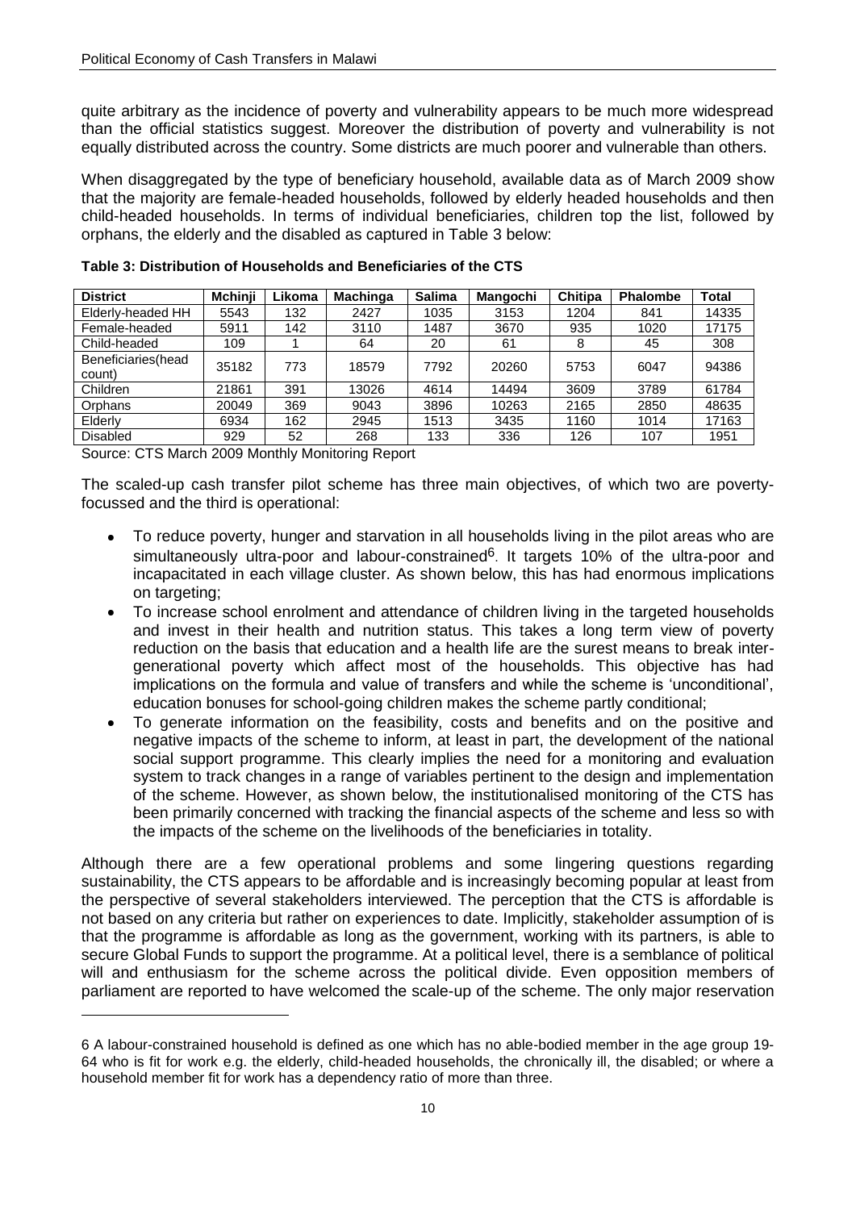quite arbitrary as the incidence of poverty and vulnerability appears to be much more widespread than the official statistics suggest. Moreover the distribution of poverty and vulnerability is not equally distributed across the country. Some districts are much poorer and vulnerable than others.

When disaggregated by the type of beneficiary household, available data as of March 2009 show that the majority are female-headed households, followed by elderly headed households and then child-headed households. In terms of individual beneficiaries, children top the list, followed by orphans, the elderly and the disabled as captured in Table 3 below:

**Table 3: Distribution of Households and Beneficiaries of the CTS**

| District | Mchinji | Likoma | Machinga | Salima | Mangochi | Chitipa | Phalombe | Total |
|---|---|---|---|---|---|---|---|---|
| Elderly-headed HH | 5543 | 132 | 2427 | 1035 | 3153 | 1204 | 841 | 14335 |
| Female-headed | 5911 | 142 | 3110 | 1487 | 3670 | 935 | 1020 | 17175 |
| Child-headed | 109 | 1 | 64 | 20 | 61 | 8 | 45 | 308 |
| Beneficiaries(head count) | 35182 | 773 | 18579 | 7792 | 20260 | 5753 | 6047 | 94386 |
| Children | 21861 | 391 | 13026 | 4614 | 14494 | 3609 | 3789 | 61784 |
| Orphans | 20049 | 369 | 9043 | 3896 | 10263 | 2165 | 2850 | 48635 |
| Elderly | 6934 | 162 | 2945 | 1513 | 3435 | 1160 | 1014 | 17163 |
| Disabled | 929 | 52 | 268 | 133 | 336 | 126 | 107 | 1951 |

Source: CTS March 2009 Monthly Monitoring Report

The scaled-up cash transfer pilot scheme has three main objectives, of which two are poverty-focussed and the third is operational:

- To reduce poverty, hunger and starvation in all households living in the pilot areas who are simultaneously ultra-poor and labour-constrained[6]. It targets 10% of the ultra-poor and incapacitated in each village cluster. As shown below, this has had enormous implications on targeting;
- To increase school enrolment and attendance of children living in the targeted households and invest in their health and nutrition status. This takes a long term view of poverty reduction on the basis that education and a health life are the surest means to break inter-generational poverty which affect most of the households. This objective has had implications on the formula and value of transfers and while the scheme is 'unconditional', education bonuses for school-going children makes the scheme partly conditional;
- To generate information on the feasibility, costs and benefits and on the positive and negative impacts of the scheme to inform, at least in part, the development of the national social support programme. This clearly implies the need for a monitoring and evaluation system to track changes in a range of variables pertinent to the design and implementation of the scheme. However, as shown below, the institutionalised monitoring of the CTS has been primarily concerned with tracking the financial aspects of the scheme and less so with the impacts of the scheme on the livelihoods of the beneficiaries in totality.

Although there are a few operational problems and some lingering questions regarding sustainability, the CTS appears to be affordable and is increasingly becoming popular at least from the perspective of several stakeholders interviewed. The perception that the CTS is affordable is not based on any criteria but rather on experiences to date. Implicitly, stakeholder assumption of is that the programme is affordable as long as the government, working with its partners, is able to secure Global Funds to support the programme. At a political level, there is a semblance of political will and enthusiasm for the scheme across the political divide. Even opposition members of parliament are reported to have welcomed the scale-up of the scheme. The only major reservation

6 A labour-constrained household is defined as one which has no able-bodied member in the age group 19-64 who is fit for work e.g. the elderly, child-headed households, the chronically ill, the disabled; or where a household member fit for work has a dependency ratio of more than three.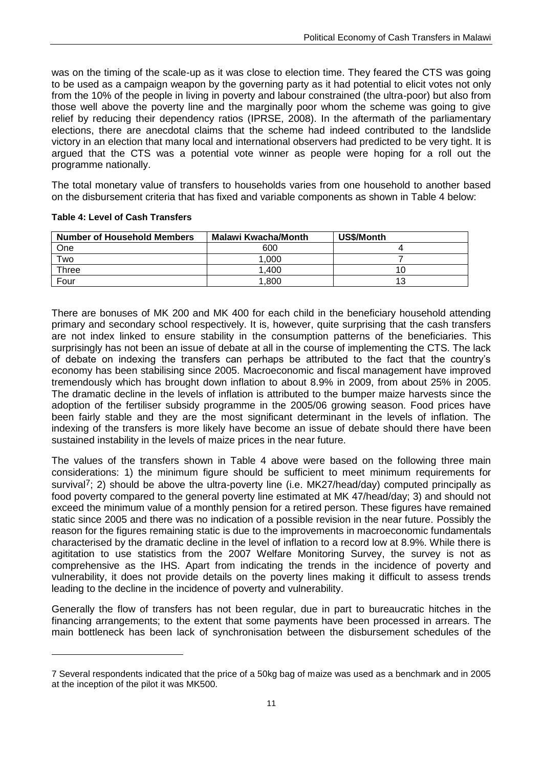was on the timing of the scale-up as it was close to election time. They feared the CTS was going to be used as a campaign weapon by the governing party as it had potential to elicit votes not only from the 10% of the people in living in poverty and labour constrained (the ultra-poor) but also from those well above the poverty line and the marginally poor whom the scheme was going to give relief by reducing their dependency ratios (IPRSE, 2008). In the aftermath of the parliamentary elections, there are anecdotal claims that the scheme had indeed contributed to the landslide victory in an election that many local and international observers had predicted to be very tight. It is argued that the CTS was a potential vote winner as people were hoping for a roll out the programme nationally.

The total monetary value of transfers to households varies from one household to another based on the disbursement criteria that has fixed and variable components as shown in Table 4 below:

**Table 4: Level of Cash Transfers**

| Number of Household Members | Malawi Kwacha/Month | US$/Month |
|---|---|---|
| One | 600 | 4 |
| Two | 1,000 | 7 |
| Three | 1,400 | 10 |
| Four | 1,800 | 13 |

There are bonuses of MK 200 and MK 400 for each child in the beneficiary household attending primary and secondary school respectively. It is, however, quite surprising that the cash transfers are not index linked to ensure stability in the consumption patterns of the beneficiaries. This surprisingly has not been an issue of debate at all in the course of implementing the CTS. The lack of debate on indexing the transfers can perhaps be attributed to the fact that the country's economy has been stabilising since 2005. Macroeconomic and fiscal management have improved tremendously which has brought down inflation to about 8.9% in 2009, from about 25% in 2005. The dramatic decline in the levels of inflation is attributed to the bumper maize harvests since the adoption of the fertiliser subsidy programme in the 2005/06 growing season. Food prices have been fairly stable and they are the most significant determinant in the levels of inflation. The indexing of the transfers is more likely have become an issue of debate should there have been sustained instability in the levels of maize prices in the near future.

The values of the transfers shown in Table 4 above were based on the following three main considerations: 1) the minimum figure should be sufficient to meet minimum requirements for survival[7]; 2) should be above the ultra-poverty line (i.e. MK27/head/day) computed principally as food poverty compared to the general poverty line estimated at MK 47/head/day; 3) and should not exceed the minimum value of a monthly pension for a retired person. These figures have remained static since 2005 and there was no indication of a possible revision in the near future. Possibly the reason for the figures remaining static is due to the improvements in macroeconomic fundamentals characterised by the dramatic decline in the level of inflation to a record low at 8.9%. While there is agititation to use statistics from the 2007 Welfare Monitoring Survey, the survey is not as comprehensive as the IHS. Apart from indicating the trends in the incidence of poverty and vulnerability, it does not provide details on the poverty lines making it difficult to assess trends leading to the decline in the incidence of poverty and vulnerability.

Generally the flow of transfers has not been regular, due in part to bureaucratic hitches in the financing arrangements; to the extent that some payments have been processed in arrears. The main bottleneck has been lack of synchronisation between the disbursement schedules of the

7 Several respondents indicated that the price of a 50kg bag of maize was used as a benchmark and in 2005 at the inception of the pilot it was MK500.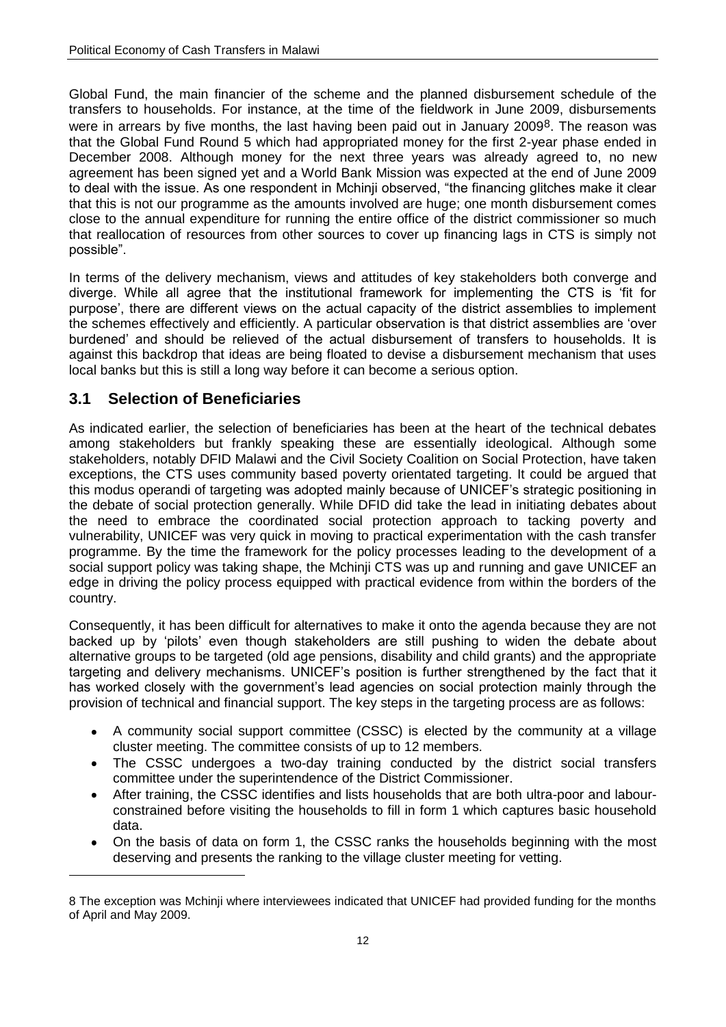Global Fund, the main financier of the scheme and the planned disbursement schedule of the transfers to households. For instance, at the time of the fieldwork in June 2009, disbursements were in arrears by five months, the last having been paid out in January 2009[8]. The reason was that the Global Fund Round 5 which had appropriated money for the first 2-year phase ended in December 2008. Although money for the next three years was already agreed to, no new agreement has been signed yet and a World Bank Mission was expected at the end of June 2009 to deal with the issue. As one respondent in Mchinji observed, "the financing glitches make it clear that this is not our programme as the amounts involved are huge; one month disbursement comes close to the annual expenditure for running the entire office of the district commissioner so much that reallocation of resources from other sources to cover up financing lags in CTS is simply not possible".

In terms of the delivery mechanism, views and attitudes of key stakeholders both converge and diverge. While all agree that the institutional framework for implementing the CTS is 'fit for purpose', there are different views on the actual capacity of the district assemblies to implement the schemes effectively and efficiently. A particular observation is that district assemblies are 'over burdened' and should be relieved of the actual disbursement of transfers to households. It is against this backdrop that ideas are being floated to devise a disbursement mechanism that uses local banks but this is still a long way before it can become a serious option.

## 3.1 Selection of Beneficiaries

As indicated earlier, the selection of beneficiaries has been at the heart of the technical debates among stakeholders but frankly speaking these are essentially ideological. Although some stakeholders, notably DFID Malawi and the Civil Society Coalition on Social Protection, have taken exceptions, the CTS uses community based poverty orientated targeting. It could be argued that this modus operandi of targeting was adopted mainly because of UNICEF's strategic positioning in the debate of social protection generally. While DFID did take the lead in initiating debates about the need to embrace the coordinated social protection approach to tacking poverty and vulnerability, UNICEF was very quick in moving to practical experimentation with the cash transfer programme. By the time the framework for the policy processes leading to the development of a social support policy was taking shape, the Mchinji CTS was up and running and gave UNICEF an edge in driving the policy process equipped with practical evidence from within the borders of the country.

Consequently, it has been difficult for alternatives to make it onto the agenda because they are not backed up by 'pilots' even though stakeholders are still pushing to widen the debate about alternative groups to be targeted (old age pensions, disability and child grants) and the appropriate targeting and delivery mechanisms. UNICEF's position is further strengthened by the fact that it has worked closely with the government's lead agencies on social protection mainly through the provision of technical and financial support. The key steps in the targeting process are as follows:

- A community social support committee (CSSC) is elected by the community at a village cluster meeting. The committee consists of up to 12 members.
- The CSSC undergoes a two-day training conducted by the district social transfers committee under the superintendence of the District Commissioner.
- After training, the CSSC identifies and lists households that are both ultra-poor and labour-constrained before visiting the households to fill in form 1 which captures basic household data.
- On the basis of data on form 1, the CSSC ranks the households beginning with the most deserving and presents the ranking to the village cluster meeting for vetting.

[8] The exception was Mchinji where interviewees indicated that UNICEF had provided funding for the months of April and May 2009.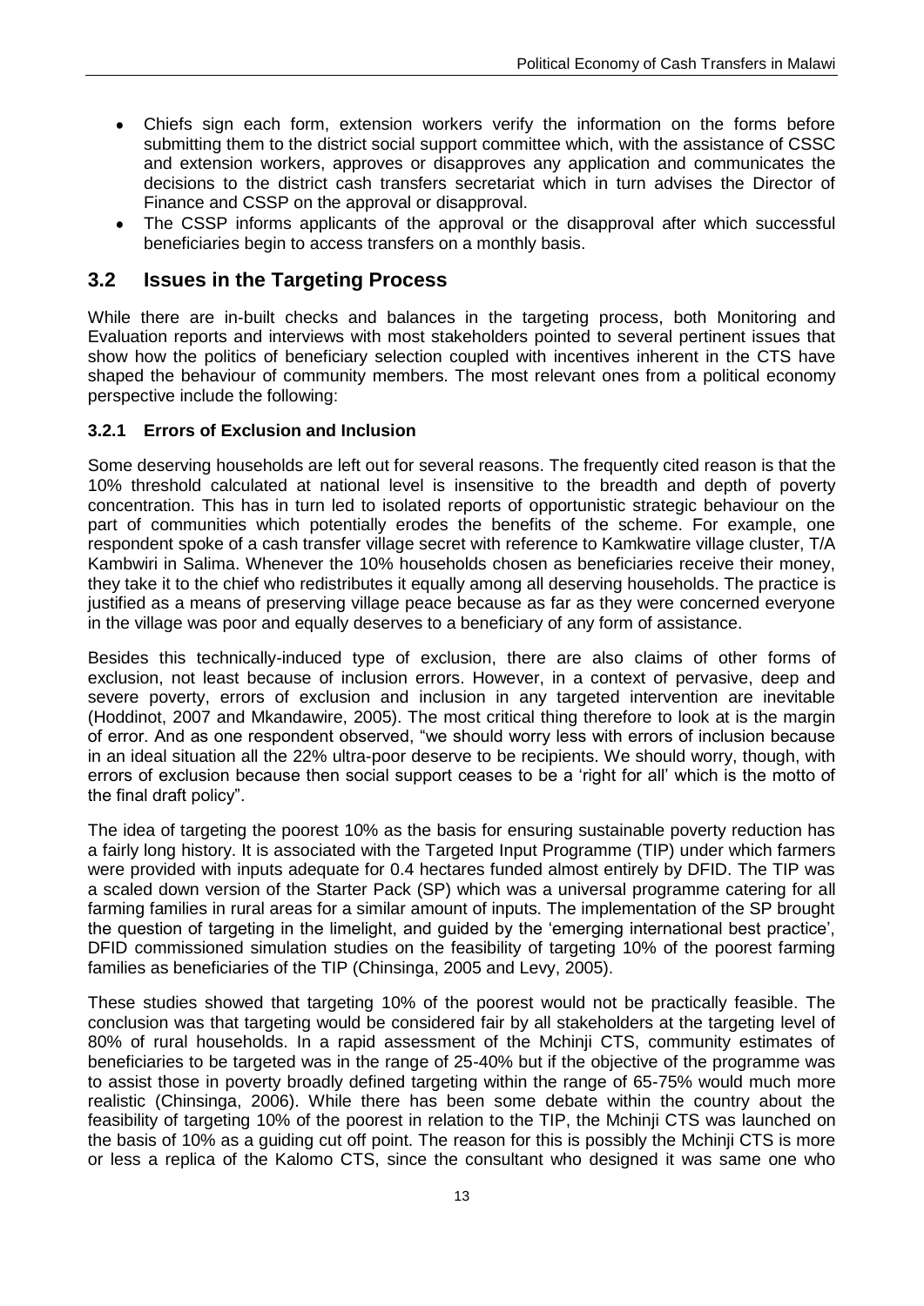- Chiefs sign each form, extension workers verify the information on the forms before submitting them to the district social support committee which, with the assistance of CSSC and extension workers, approves or disapproves any application and communicates the decisions to the district cash transfers secretariat which in turn advises the Director of Finance and CSSP on the approval or disapproval.
- The CSSP informs applicants of the approval or the disapproval after which successful beneficiaries begin to access transfers on a monthly basis.

## 3.2 Issues in the Targeting Process

While there are in-built checks and balances in the targeting process, both Monitoring and Evaluation reports and interviews with most stakeholders pointed to several pertinent issues that show how the politics of beneficiary selection coupled with incentives inherent in the CTS have shaped the behaviour of community members. The most relevant ones from a political economy perspective include the following:

### 3.2.1 Errors of Exclusion and Inclusion

Some deserving households are left out for several reasons. The frequently cited reason is that the 10% threshold calculated at national level is insensitive to the breadth and depth of poverty concentration. This has in turn led to isolated reports of opportunistic strategic behaviour on the part of communities which potentially erodes the benefits of the scheme. For example, one respondent spoke of a cash transfer village secret with reference to Kamkwatire village cluster, T/A Kambwiri in Salima. Whenever the 10% households chosen as beneficiaries receive their money, they take it to the chief who redistributes it equally among all deserving households. The practice is justified as a means of preserving village peace because as far as they were concerned everyone in the village was poor and equally deserves to a beneficiary of any form of assistance.

Besides this technically-induced type of exclusion, there are also claims of other forms of exclusion, not least because of inclusion errors. However, in a context of pervasive, deep and severe poverty, errors of exclusion and inclusion in any targeted intervention are inevitable (Hoddinot, 2007 and Mkandawire, 2005). The most critical thing therefore to look at is the margin of error. And as one respondent observed, "we should worry less with errors of inclusion because in an ideal situation all the 22% ultra-poor deserve to be recipients. We should worry, though, with errors of exclusion because then social support ceases to be a 'right for all' which is the motto of the final draft policy".

The idea of targeting the poorest 10% as the basis for ensuring sustainable poverty reduction has a fairly long history. It is associated with the Targeted Input Programme (TIP) under which farmers were provided with inputs adequate for 0.4 hectares funded almost entirely by DFID. The TIP was a scaled down version of the Starter Pack (SP) which was a universal programme catering for all farming families in rural areas for a similar amount of inputs. The implementation of the SP brought the question of targeting in the limelight, and guided by the 'emerging international best practice', DFID commissioned simulation studies on the feasibility of targeting 10% of the poorest farming families as beneficiaries of the TIP (Chinsinga, 2005 and Levy, 2005).

These studies showed that targeting 10% of the poorest would not be practically feasible. The conclusion was that targeting would be considered fair by all stakeholders at the targeting level of 80% of rural households. In a rapid assessment of the Mchinji CTS, community estimates of beneficiaries to be targeted was in the range of 25-40% but if the objective of the programme was to assist those in poverty broadly defined targeting within the range of 65-75% would much more realistic (Chinsinga, 2006). While there has been some debate within the country about the feasibility of targeting 10% of the poorest in relation to the TIP, the Mchinji CTS was launched on the basis of 10% as a guiding cut off point. The reason for this is possibly the Mchinji CTS is more or less a replica of the Kalomo CTS, since the consultant who designed it was same one who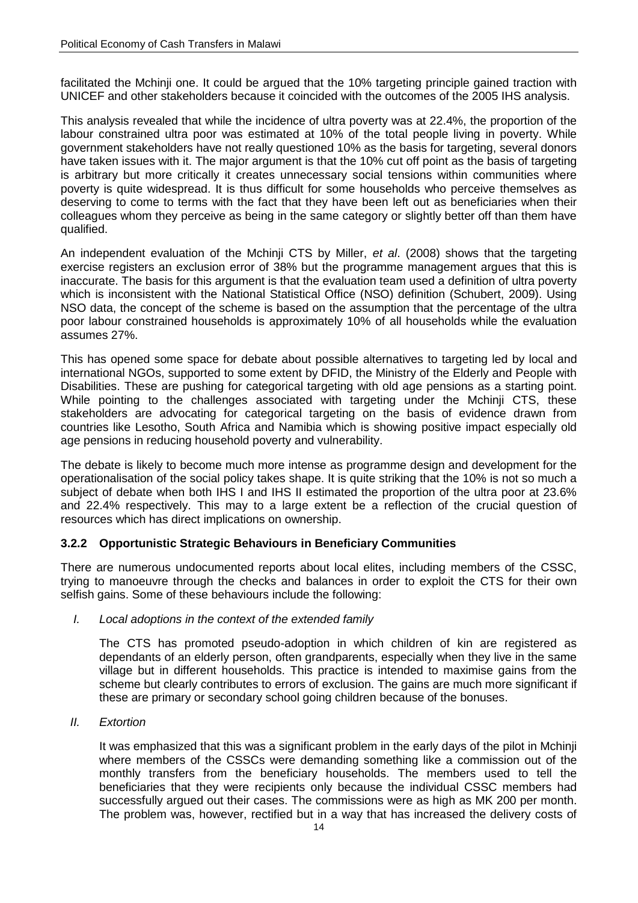facilitated the Mchinji one. It could be argued that the 10% targeting principle gained traction with UNICEF and other stakeholders because it coincided with the outcomes of the 2005 IHS analysis.

This analysis revealed that while the incidence of ultra poverty was at 22.4%, the proportion of the labour constrained ultra poor was estimated at 10% of the total people living in poverty. While government stakeholders have not really questioned 10% as the basis for targeting, several donors have taken issues with it. The major argument is that the 10% cut off point as the basis of targeting is arbitrary but more critically it creates unnecessary social tensions within communities where poverty is quite widespread. It is thus difficult for some households who perceive themselves as deserving to come to terms with the fact that they have been left out as beneficiaries when their colleagues whom they perceive as being in the same category or slightly better off than them have qualified.

An independent evaluation of the Mchinji CTS by Miller, *et al*. (2008) shows that the targeting exercise registers an exclusion error of 38% but the programme management argues that this is inaccurate. The basis for this argument is that the evaluation team used a definition of ultra poverty which is inconsistent with the National Statistical Office (NSO) definition (Schubert, 2009). Using NSO data, the concept of the scheme is based on the assumption that the percentage of the ultra poor labour constrained households is approximately 10% of all households while the evaluation assumes 27%.

This has opened some space for debate about possible alternatives to targeting led by local and international NGOs, supported to some extent by DFID, the Ministry of the Elderly and People with Disabilities. These are pushing for categorical targeting with old age pensions as a starting point. While pointing to the challenges associated with targeting under the Mchinji CTS, these stakeholders are advocating for categorical targeting on the basis of evidence drawn from countries like Lesotho, South Africa and Namibia which is showing positive impact especially old age pensions in reducing household poverty and vulnerability.

The debate is likely to become much more intense as programme design and development for the operationalisation of the social policy takes shape. It is quite striking that the 10% is not so much a subject of debate when both IHS I and IHS II estimated the proportion of the ultra poor at 23.6% and 22.4% respectively. This may to a large extent be a reflection of the crucial question of resources which has direct implications on ownership.

### 3.2.2 Opportunistic Strategic Behaviours in Beneficiary Communities

There are numerous undocumented reports about local elites, including members of the CSSC, trying to manoeuvre through the checks and balances in order to exploit the CTS for their own selfish gains. Some of these behaviours include the following:

I. *Local adoptions in the context of the extended family*

   The CTS has promoted pseudo-adoption in which children of kin are registered as dependants of an elderly person, often grandparents, especially when they live in the same village but in different households. This practice is intended to maximise gains from the scheme but clearly contributes to errors of exclusion. The gains are much more significant if these are primary or secondary school going children because of the bonuses.

II. *Extortion*

   It was emphasized that this was a significant problem in the early days of the pilot in Mchinji where members of the CSSCs were demanding something like a commission out of the monthly transfers from the beneficiary households. The members used to tell the beneficiaries that they were recipients only because the individual CSSC members had successfully argued out their cases. The commissions were as high as MK 200 per month. The problem was, however, rectified but in a way that has increased the delivery costs of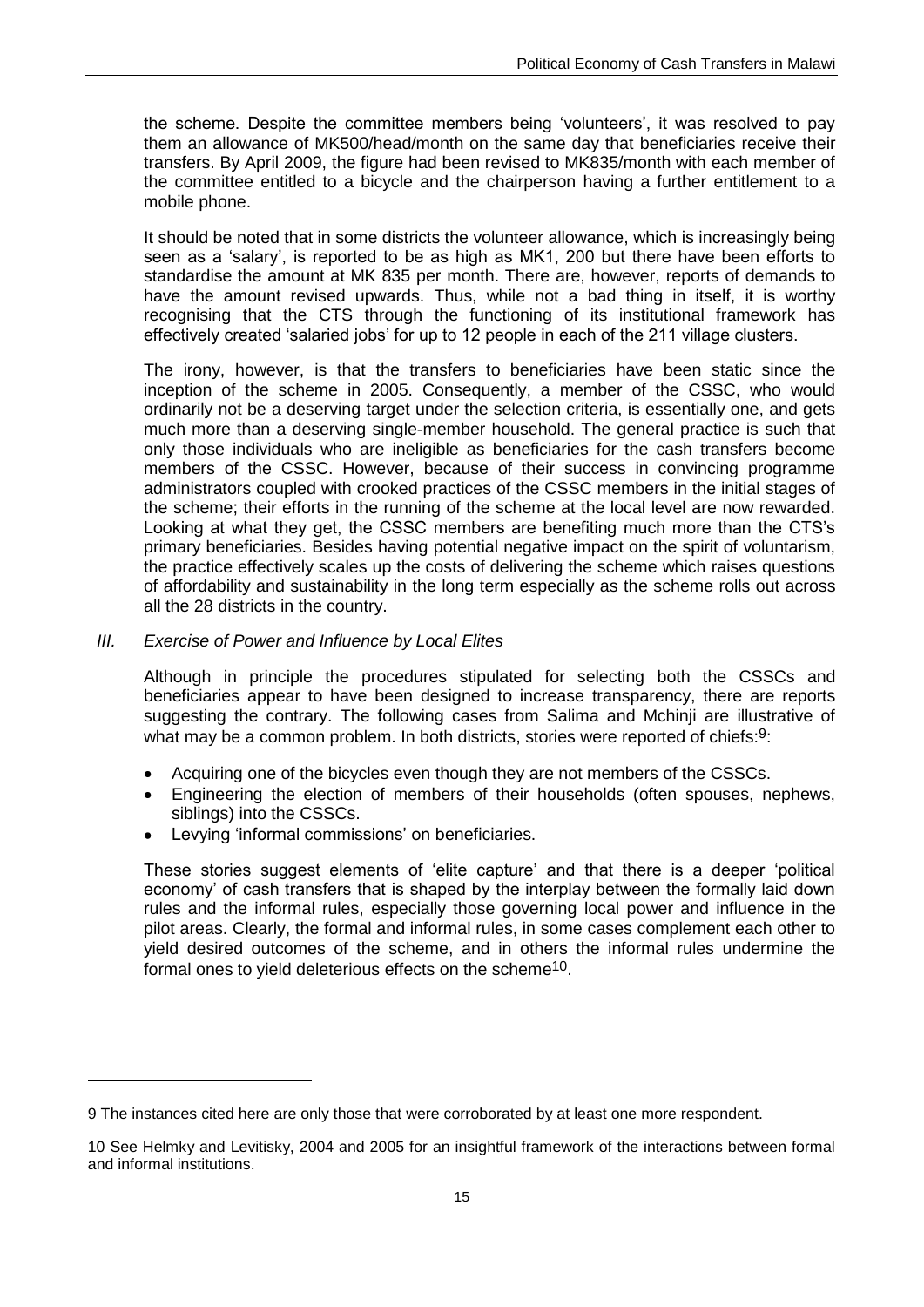the scheme. Despite the committee members being 'volunteers', it was resolved to pay them an allowance of MK500/head/month on the same day that beneficiaries receive their transfers. By April 2009, the figure had been revised to MK835/month with each member of the committee entitled to a bicycle and the chairperson having a further entitlement to a mobile phone.

It should be noted that in some districts the volunteer allowance, which is increasingly being seen as a 'salary', is reported to be as high as MK1, 200 but there have been efforts to standardise the amount at MK 835 per month. There are, however, reports of demands to have the amount revised upwards. Thus, while not a bad thing in itself, it is worthy recognising that the CTS through the functioning of its institutional framework has effectively created 'salaried jobs' for up to 12 people in each of the 211 village clusters.

The irony, however, is that the transfers to beneficiaries have been static since the inception of the scheme in 2005. Consequently, a member of the CSSC, who would ordinarily not be a deserving target under the selection criteria, is essentially one, and gets much more than a deserving single-member household. The general practice is such that only those individuals who are ineligible as beneficiaries for the cash transfers become members of the CSSC. However, because of their success in convincing programme administrators coupled with crooked practices of the CSSC members in the initial stages of the scheme; their efforts in the running of the scheme at the local level are now rewarded. Looking at what they get, the CSSC members are benefiting much more than the CTS's primary beneficiaries. Besides having potential negative impact on the spirit of voluntarism, the practice effectively scales up the costs of delivering the scheme which raises questions of affordability and sustainability in the long term especially as the scheme rolls out across all the 28 districts in the country.

### III. *Exercise of Power and Influence by Local Elites*

Although in principle the procedures stipulated for selecting both the CSSCs and beneficiaries appear to have been designed to increase transparency, there are reports suggesting the contrary. The following cases from Salima and Mchinji are illustrative of what may be a common problem. In both districts, stories were reported of chiefs:[9]:

- Acquiring one of the bicycles even though they are not members of the CSSCs.
- Engineering the election of members of their households (often spouses, nephews, siblings) into the CSSCs.
- Levying 'informal commissions' on beneficiaries.

These stories suggest elements of 'elite capture' and that there is a deeper 'political economy' of cash transfers that is shaped by the interplay between the formally laid down rules and the informal rules, especially those governing local power and influence in the pilot areas. Clearly, the formal and informal rules, in some cases complement each other to yield desired outcomes of the scheme, and in others the informal rules undermine the formal ones to yield deleterious effects on the scheme[10].

---

9 The instances cited here are only those that were corroborated by at least one more respondent.

10 See Helmky and Levitisky, 2004 and 2005 for an insightful framework of the interactions between formal and informal institutions.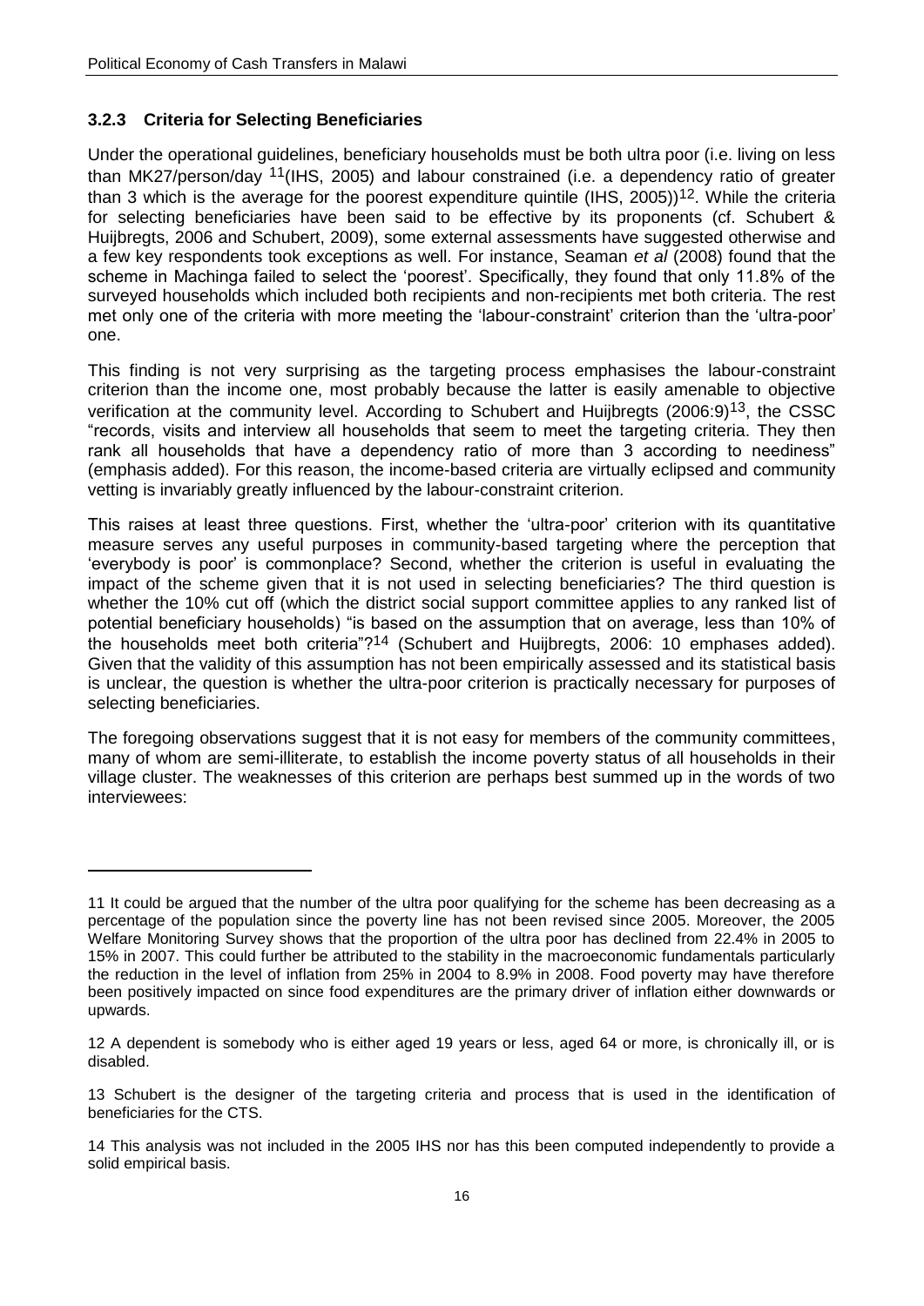### 3.2.3 Criteria for Selecting Beneficiaries

Under the operational guidelines, beneficiary households must be both ultra poor (i.e. living on less than MK27/person/day [11](IHS, 2005) and labour constrained (i.e. a dependency ratio of greater than 3 which is the average for the poorest expenditure quintile (IHS, 2005))[12]. While the criteria for selecting beneficiaries have been said to be effective by its proponents (cf. Schubert & Huijbregts, 2006 and Schubert, 2009), some external assessments have suggested otherwise and a few key respondents took exceptions as well. For instance, Seaman *et al* (2008) found that the scheme in Machinga failed to select the 'poorest'. Specifically, they found that only 11.8% of the surveyed households which included both recipients and non-recipients met both criteria. The rest met only one of the criteria with more meeting the 'labour-constraint' criterion than the 'ultra-poor' one.

This finding is not very surprising as the targeting process emphasises the labour-constraint criterion than the income one, most probably because the latter is easily amenable to objective verification at the community level. According to Schubert and Huijbregts (2006:9)[13], the CSSC "records, visits and interview all households that seem to meet the targeting criteria. They then rank all households that have a dependency ratio of more than 3 according to neediness" (emphasis added). For this reason, the income-based criteria are virtually eclipsed and community vetting is invariably greatly influenced by the labour-constraint criterion.

This raises at least three questions. First, whether the 'ultra-poor' criterion with its quantitative measure serves any useful purposes in community-based targeting where the perception that 'everybody is poor' is commonplace? Second, whether the criterion is useful in evaluating the impact of the scheme given that it is not used in selecting beneficiaries? The third question is whether the 10% cut off (which the district social support committee applies to any ranked list of potential beneficiary households) "is based on the assumption that on average, less than 10% of the households meet both criteria"?[14] (Schubert and Huijbregts, 2006: 10 emphases added). Given that the validity of this assumption has not been empirically assessed and its statistical basis is unclear, the question is whether the ultra-poor criterion is practically necessary for purposes of selecting beneficiaries.

The foregoing observations suggest that it is not easy for members of the community committees, many of whom are semi-illiterate, to establish the income poverty status of all households in their village cluster. The weaknesses of this criterion are perhaps best summed up in the words of two interviewees:

---

11 It could be argued that the number of the ultra poor qualifying for the scheme has been decreasing as a percentage of the population since the poverty line has not been revised since 2005. Moreover, the 2005 Welfare Monitoring Survey shows that the proportion of the ultra poor has declined from 22.4% in 2005 to 15% in 2007. This could further be attributed to the stability in the macroeconomic fundamentals particularly the reduction in the level of inflation from 25% in 2004 to 8.9% in 2008. Food poverty may have therefore been positively impacted on since food expenditures are the primary driver of inflation either downwards or upwards.

12 A dependent is somebody who is either aged 19 years or less, aged 64 or more, is chronically ill, or is disabled.

13 Schubert is the designer of the targeting criteria and process that is used in the identification of beneficiaries for the CTS.

14 This analysis was not included in the 2005 IHS nor has this been computed independently to provide a solid empirical basis.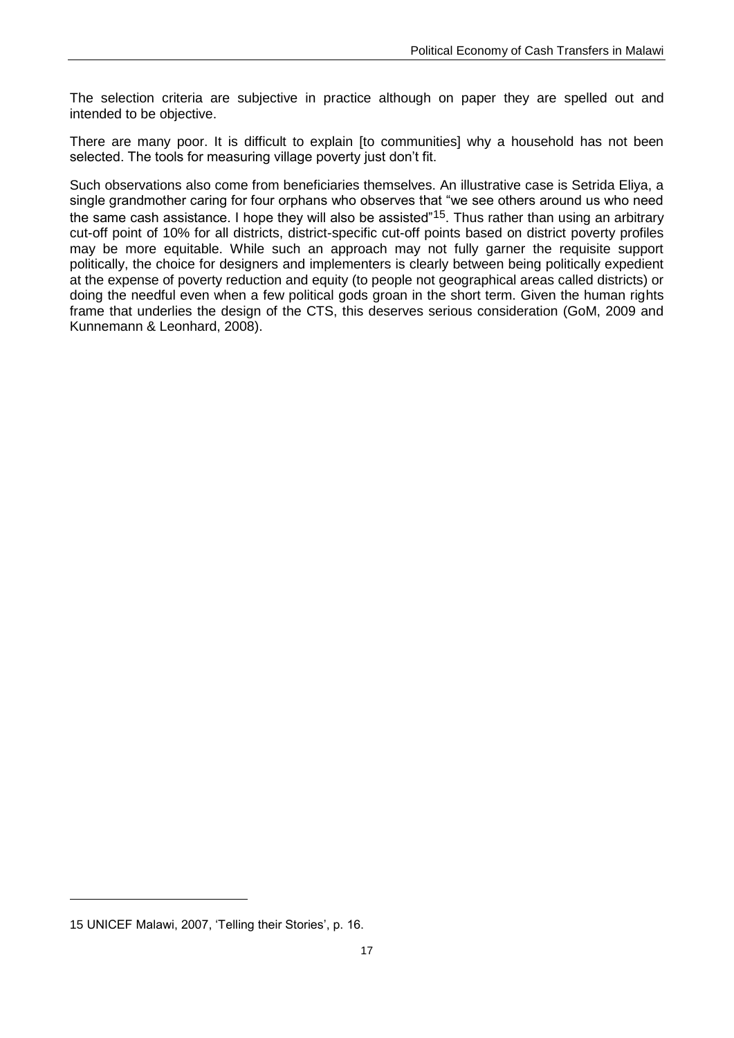The selection criteria are subjective in practice although on paper they are spelled out and intended to be objective.

There are many poor. It is difficult to explain [to communities] why a household has not been selected. The tools for measuring village poverty just don't fit.

Such observations also come from beneficiaries themselves. An illustrative case is Setrida Eliya, a single grandmother caring for four orphans who observes that "we see others around us who need the same cash assistance. I hope they will also be assisted"[15]. Thus rather than using an arbitrary cut-off point of 10% for all districts, district-specific cut-off points based on district poverty profiles may be more equitable. While such an approach may not fully garner the requisite support politically, the choice for designers and implementers is clearly between being politically expedient at the expense of poverty reduction and equity (to people not geographical areas called districts) or doing the needful even when a few political gods groan in the short term. Given the human rights frame that underlies the design of the CTS, this deserves serious consideration (GoM, 2009 and Kunnemann & Leonhard, 2008).

15 UNICEF Malawi, 2007, 'Telling their Stories', p. 16.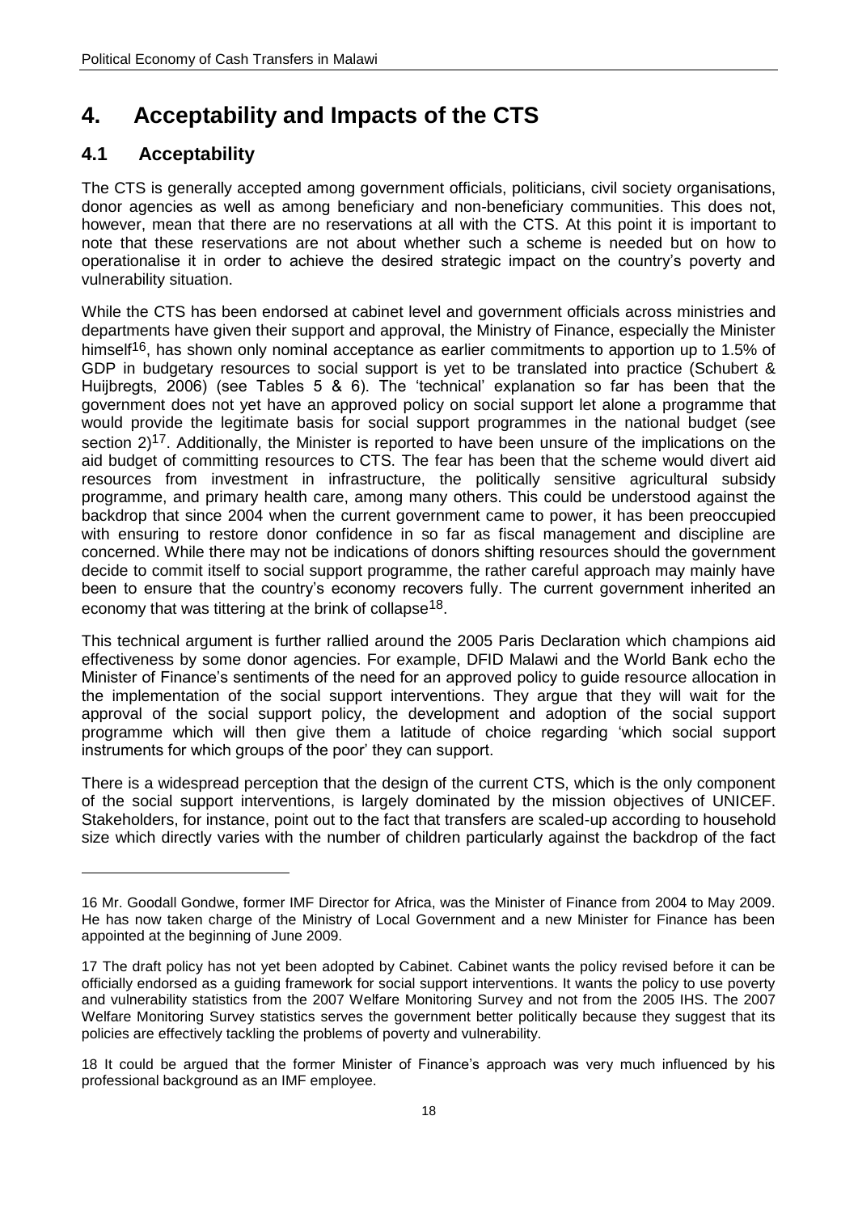# 4. Acceptability and Impacts of the CTS

## 4.1 Acceptability

The CTS is generally accepted among government officials, politicians, civil society organisations, donor agencies as well as among beneficiary and non-beneficiary communities. This does not, however, mean that there are no reservations at all with the CTS. At this point it is important to note that these reservations are not about whether such a scheme is needed but on how to operationalise it in order to achieve the desired strategic impact on the country's poverty and vulnerability situation.

While the CTS has been endorsed at cabinet level and government officials across ministries and departments have given their support and approval, the Ministry of Finance, especially the Minister himself[16], has shown only nominal acceptance as earlier commitments to apportion up to 1.5% of GDP in budgetary resources to social support is yet to be translated into practice (Schubert & Huijbregts, 2006) (see Tables 5 & 6). The 'technical' explanation so far has been that the government does not yet have an approved policy on social support let alone a programme that would provide the legitimate basis for social support programmes in the national budget (see section 2)[17]. Additionally, the Minister is reported to have been unsure of the implications on the aid budget of committing resources to CTS. The fear has been that the scheme would divert aid resources from investment in infrastructure, the politically sensitive agricultural subsidy programme, and primary health care, among many others. This could be understood against the backdrop that since 2004 when the current government came to power, it has been preoccupied with ensuring to restore donor confidence in so far as fiscal management and discipline are concerned. While there may not be indications of donors shifting resources should the government decide to commit itself to social support programme, the rather careful approach may mainly have been to ensure that the country's economy recovers fully. The current government inherited an economy that was tittering at the brink of collapse[18].

This technical argument is further rallied around the 2005 Paris Declaration which champions aid effectiveness by some donor agencies. For example, DFID Malawi and the World Bank echo the Minister of Finance's sentiments of the need for an approved policy to guide resource allocation in the implementation of the social support interventions. They argue that they will wait for the approval of the social support policy, the development and adoption of the social support programme which will then give them a latitude of choice regarding 'which social support instruments for which groups of the poor' they can support.

There is a widespread perception that the design of the current CTS, which is the only component of the social support interventions, is largely dominated by the mission objectives of UNICEF. Stakeholders, for instance, point out to the fact that transfers are scaled-up according to household size which directly varies with the number of children particularly against the backdrop of the fact

---

16 Mr. Goodall Gondwe, former IMF Director for Africa, was the Minister of Finance from 2004 to May 2009. He has now taken charge of the Ministry of Local Government and a new Minister for Finance has been appointed at the beginning of June 2009.

17 The draft policy has not yet been adopted by Cabinet. Cabinet wants the policy revised before it can be officially endorsed as a guiding framework for social support interventions. It wants the policy to use poverty and vulnerability statistics from the 2007 Welfare Monitoring Survey and not from the 2005 IHS. The 2007 Welfare Monitoring Survey statistics serves the government better politically because they suggest that its policies are effectively tackling the problems of poverty and vulnerability.

18 It could be argued that the former Minister of Finance's approach was very much influenced by his professional background as an IMF employee.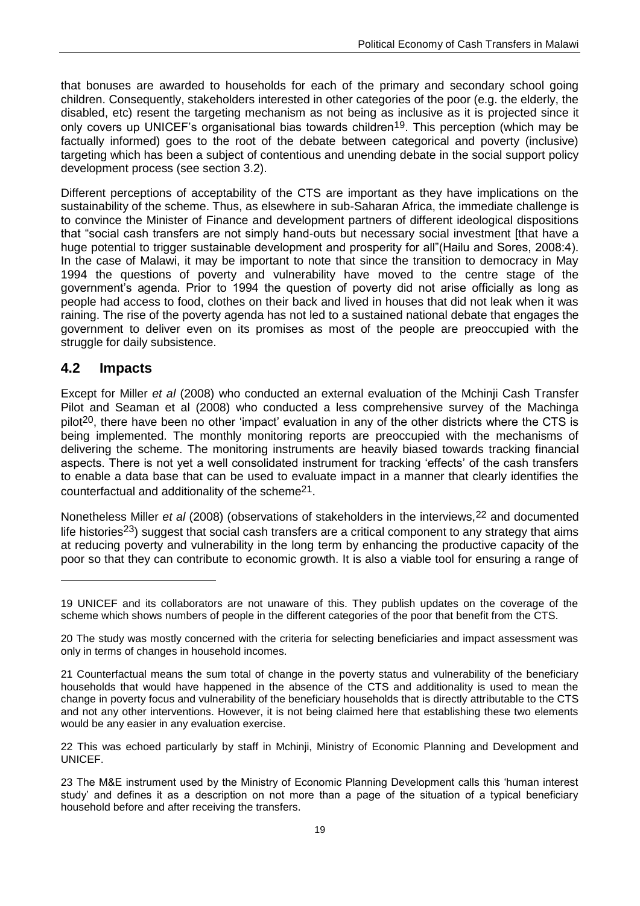that bonuses are awarded to households for each of the primary and secondary school going children. Consequently, stakeholders interested in other categories of the poor (e.g. the elderly, the disabled, etc) resent the targeting mechanism as not being as inclusive as it is projected since it only covers up UNICEF's organisational bias towards children[19]. This perception (which may be factually informed) goes to the root of the debate between categorical and poverty (inclusive) targeting which has been a subject of contentious and unending debate in the social support policy development process (see section 3.2).

Different perceptions of acceptability of the CTS are important as they have implications on the sustainability of the scheme. Thus, as elsewhere in sub-Saharan Africa, the immediate challenge is to convince the Minister of Finance and development partners of different ideological dispositions that "social cash transfers are not simply hand-outs but necessary social investment [that have a huge potential to trigger sustainable development and prosperity for all"(Hailu and Sores, 2008:4). In the case of Malawi, it may be important to note that since the transition to democracy in May 1994 the questions of poverty and vulnerability have moved to the centre stage of the government's agenda. Prior to 1994 the question of poverty did not arise officially as long as people had access to food, clothes on their back and lived in houses that did not leak when it was raining. The rise of the poverty agenda has not led to a sustained national debate that engages the government to deliver even on its promises as most of the people are preoccupied with the struggle for daily subsistence.

## 4.2 Impacts

Except for Miller *et al* (2008) who conducted an external evaluation of the Mchinji Cash Transfer Pilot and Seaman et al (2008) who conducted a less comprehensive survey of the Machinga pilot[20], there have been no other 'impact' evaluation in any of the other districts where the CTS is being implemented. The monthly monitoring reports are preoccupied with the mechanisms of delivering the scheme. The monitoring instruments are heavily biased towards tracking financial aspects. There is not yet a well consolidated instrument for tracking 'effects' of the cash transfers to enable a data base that can be used to evaluate impact in a manner that clearly identifies the counterfactual and additionality of the scheme[21].

Nonetheless Miller *et al* (2008) (observations of stakeholders in the interviews,[22] and documented life histories[23]) suggest that social cash transfers are a critical component to any strategy that aims at reducing poverty and vulnerability in the long term by enhancing the productive capacity of the poor so that they can contribute to economic growth. It is also a viable tool for ensuring a range of

---

19 UNICEF and its collaborators are not unaware of this. They publish updates on the coverage of the scheme which shows numbers of people in the different categories of the poor that benefit from the CTS.

20 The study was mostly concerned with the criteria for selecting beneficiaries and impact assessment was only in terms of changes in household incomes.

21 Counterfactual means the sum total of change in the poverty status and vulnerability of the beneficiary households that would have happened in the absence of the CTS and additionality is used to mean the change in poverty focus and vulnerability of the beneficiary households that is directly attributable to the CTS and not any other interventions. However, it is not being claimed here that establishing these two elements would be any easier in any evaluation exercise.

22 This was echoed particularly by staff in Mchinji, Ministry of Economic Planning and Development and UNICEF.

23 The M&E instrument used by the Ministry of Economic Planning Development calls this 'human interest study' and defines it as a description on not more than a page of the situation of a typical beneficiary household before and after receiving the transfers.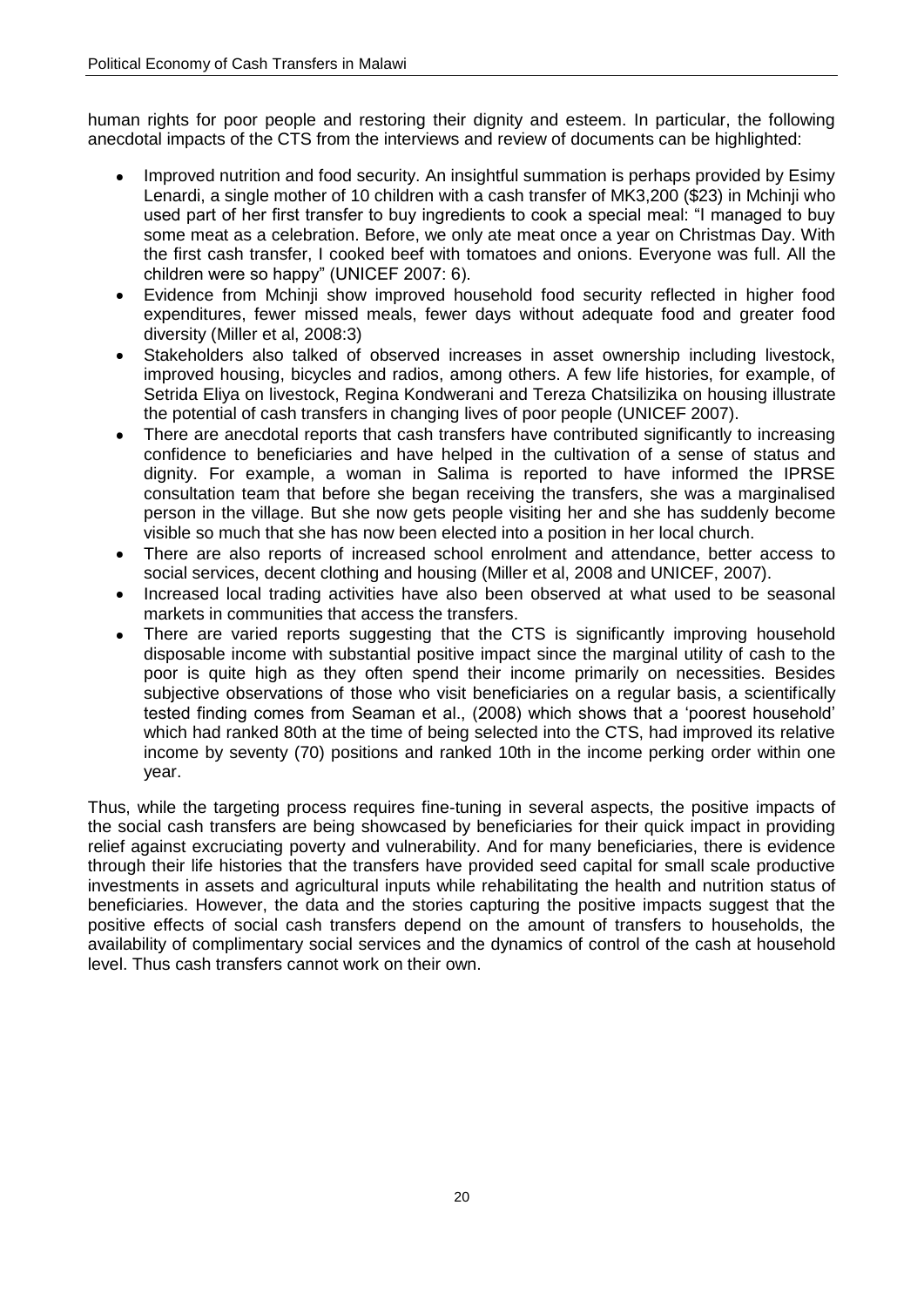human rights for poor people and restoring their dignity and esteem. In particular, the following anecdotal impacts of the CTS from the interviews and review of documents can be highlighted:

- Improved nutrition and food security. An insightful summation is perhaps provided by Esimy Lenardi, a single mother of 10 children with a cash transfer of MK3,200 ($23) in Mchinji who used part of her first transfer to buy ingredients to cook a special meal: "I managed to buy some meat as a celebration. Before, we only ate meat once a year on Christmas Day. With the first cash transfer, I cooked beef with tomatoes and onions. Everyone was full. All the children were so happy" (UNICEF 2007: 6).
- Evidence from Mchinji show improved household food security reflected in higher food expenditures, fewer missed meals, fewer days without adequate food and greater food diversity (Miller et al, 2008:3)
- Stakeholders also talked of observed increases in asset ownership including livestock, improved housing, bicycles and radios, among others. A few life histories, for example, of Setrida Eliya on livestock, Regina Kondwerani and Tereza Chatsilizika on housing illustrate the potential of cash transfers in changing lives of poor people (UNICEF 2007).
- There are anecdotal reports that cash transfers have contributed significantly to increasing confidence to beneficiaries and have helped in the cultivation of a sense of status and dignity. For example, a woman in Salima is reported to have informed the IPRSE consultation team that before she began receiving the transfers, she was a marginalised person in the village. But she now gets people visiting her and she has suddenly become visible so much that she has now been elected into a position in her local church.
- There are also reports of increased school enrolment and attendance, better access to social services, decent clothing and housing (Miller et al, 2008 and UNICEF, 2007).
- Increased local trading activities have also been observed at what used to be seasonal markets in communities that access the transfers.
- There are varied reports suggesting that the CTS is significantly improving household disposable income with substantial positive impact since the marginal utility of cash to the poor is quite high as they often spend their income primarily on necessities. Besides subjective observations of those who visit beneficiaries on a regular basis, a scientifically tested finding comes from Seaman et al., (2008) which shows that a 'poorest household' which had ranked 80th at the time of being selected into the CTS, had improved its relative income by seventy (70) positions and ranked 10th in the income perking order within one year.

Thus, while the targeting process requires fine-tuning in several aspects, the positive impacts of the social cash transfers are being showcased by beneficiaries for their quick impact in providing relief against excruciating poverty and vulnerability. And for many beneficiaries, there is evidence through their life histories that the transfers have provided seed capital for small scale productive investments in assets and agricultural inputs while rehabilitating the health and nutrition status of beneficiaries. However, the data and the stories capturing the positive impacts suggest that the positive effects of social cash transfers depend on the amount of transfers to households, the availability of complimentary social services and the dynamics of control of the cash at household level. Thus cash transfers cannot work on their own.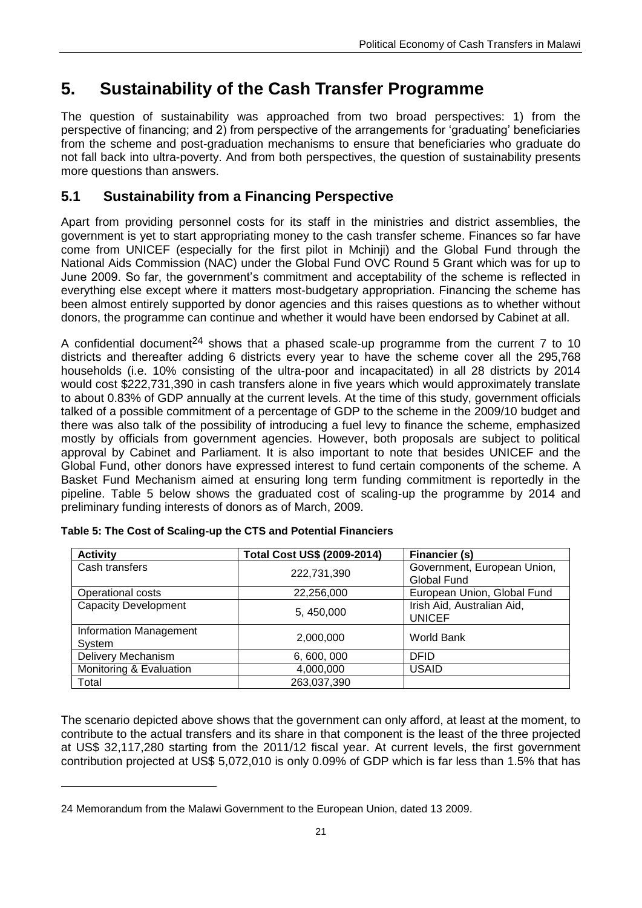# 5. Sustainability of the Cash Transfer Programme

The question of sustainability was approached from two broad perspectives: 1) from the perspective of financing; and 2) from perspective of the arrangements for 'graduating' beneficiaries from the scheme and post-graduation mechanisms to ensure that beneficiaries who graduate do not fall back into ultra-poverty. And from both perspectives, the question of sustainability presents more questions than answers.

## 5.1 Sustainability from a Financing Perspective

Apart from providing personnel costs for its staff in the ministries and district assemblies, the government is yet to start appropriating money to the cash transfer scheme. Finances so far have come from UNICEF (especially for the first pilot in Mchinji) and the Global Fund through the National Aids Commission (NAC) under the Global Fund OVC Round 5 Grant which was for up to June 2009. So far, the government's commitment and acceptability of the scheme is reflected in everything else except where it matters most-budgetary appropriation. Financing the scheme has been almost entirely supported by donor agencies and this raises questions as to whether without donors, the programme can continue and whether it would have been endorsed by Cabinet at all.

A confidential document[24] shows that a phased scale-up programme from the current 7 to 10 districts and thereafter adding 6 districts every year to have the scheme cover all the 295,768 households (i.e. 10% consisting of the ultra-poor and incapacitated) in all 28 districts by 2014 would cost $222,731,390 in cash transfers alone in five years which would approximately translate to about 0.83% of GDP annually at the current levels. At the time of this study, government officials talked of a possible commitment of a percentage of GDP to the scheme in the 2009/10 budget and there was also talk of the possibility of introducing a fuel levy to finance the scheme, emphasized mostly by officials from government agencies. However, both proposals are subject to political approval by Cabinet and Parliament. It is also important to note that besides UNICEF and the Global Fund, other donors have expressed interest to fund certain components of the scheme. A Basket Fund Mechanism aimed at ensuring long term funding commitment is reportedly in the pipeline. Table 5 below shows the graduated cost of scaling-up the programme by 2014 and preliminary funding interests of donors as of March, 2009.

**Table 5: The Cost of Scaling-up the CTS and Potential Financiers**

| Activity | Total Cost US$ (2009-2014) | Financier (s) |
|---|---|---|
| Cash transfers | 222,731,390 | Government, European Union, Global Fund |
| Operational costs | 22,256,000 | European Union, Global Fund |
| Capacity Development | 5, 450,000 | Irish Aid, Australian Aid, UNICEF |
| Information Management System | 2,000,000 | World Bank |
| Delivery Mechanism | 6, 600, 000 | DFID |
| Monitoring & Evaluation | 4,000,000 | USAID |
| Total | 263,037,390 | |

The scenario depicted above shows that the government can only afford, at least at the moment, to contribute to the actual transfers and its share in that component is the least of the three projected at US$ 32,117,280 starting from the 2011/12 fiscal year. At current levels, the first government contribution projected at US$ 5,072,010 is only 0.09% of GDP which is far less than 1.5% that has

24 Memorandum from the Malawi Government to the European Union, dated 13 2009.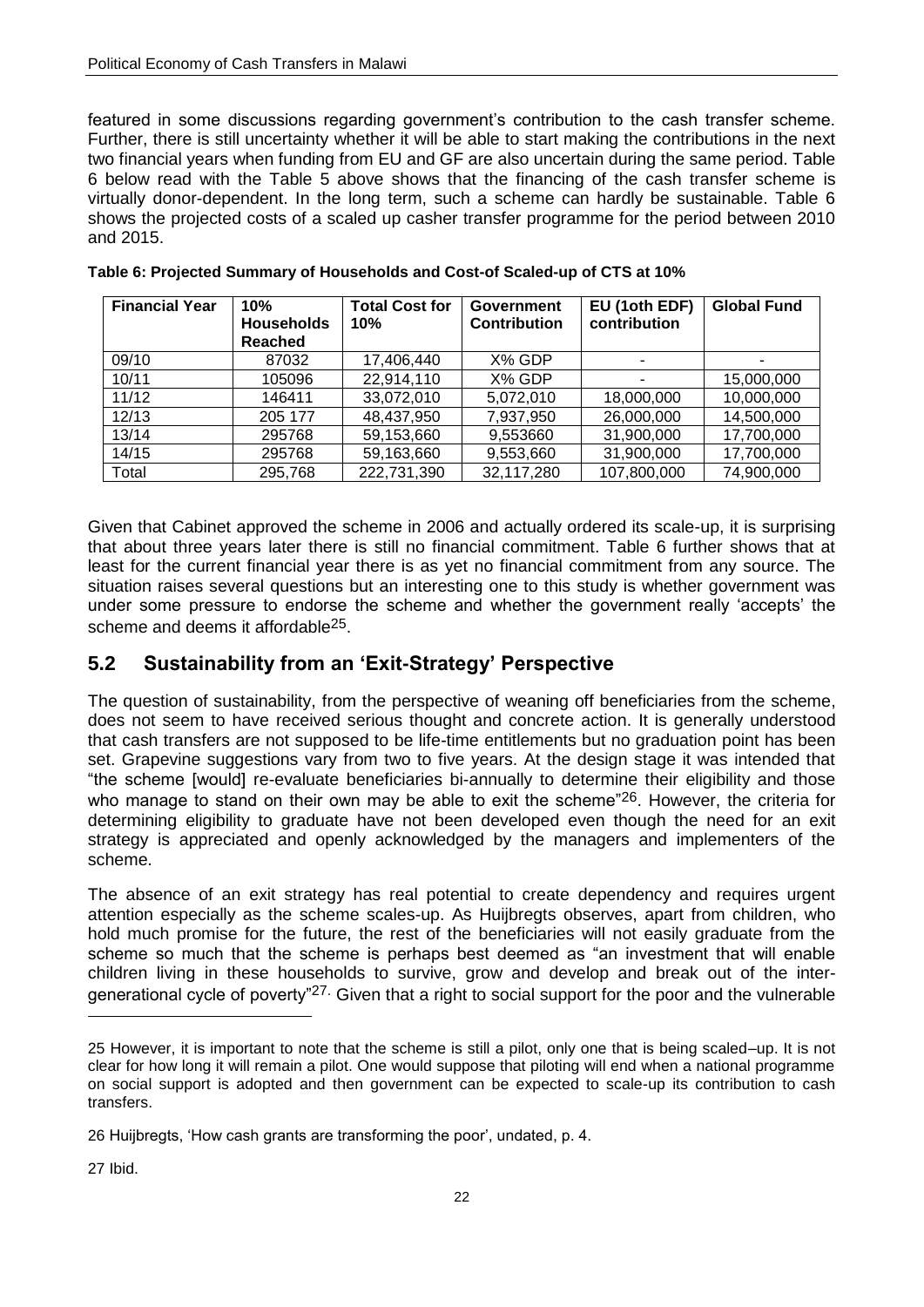featured in some discussions regarding government's contribution to the cash transfer scheme. Further, there is still uncertainty whether it will be able to start making the contributions in the next two financial years when funding from EU and GF are also uncertain during the same period. Table 6 below read with the Table 5 above shows that the financing of the cash transfer scheme is virtually donor-dependent. In the long term, such a scheme can hardly be sustainable. Table 6 shows the projected costs of a scaled up casher transfer programme for the period between 2010 and 2015.

**Table 6: Projected Summary of Households and Cost-of Scaled-up of CTS at 10%**

| Financial Year | 10% Households Reached | Total Cost for 10% | Government Contribution | EU (1oth EDF) contribution | Global Fund |
|---|---|---|---|---|---|
| 09/10 | 87032 | 17,406,440 | X% GDP | - | - |
| 10/11 | 105096 | 22,914,110 | X% GDP | - | 15,000,000 |
| 11/12 | 146411 | 33,072,010 | 5,072,010 | 18,000,000 | 10,000,000 |
| 12/13 | 205 177 | 48,437,950 | 7,937,950 | 26,000,000 | 14,500,000 |
| 13/14 | 295768 | 59,153,660 | 9,553660 | 31,900,000 | 17,700,000 |
| 14/15 | 295768 | 59,163,660 | 9,553,660 | 31,900,000 | 17,700,000 |
| Total | 295,768 | 222,731,390 | 32,117,280 | 107,800,000 | 74,900,000 |

Given that Cabinet approved the scheme in 2006 and actually ordered its scale-up, it is surprising that about three years later there is still no financial commitment. Table 6 further shows that at least for the current financial year there is as yet no financial commitment from any source. The situation raises several questions but an interesting one to this study is whether government was under some pressure to endorse the scheme and whether the government really 'accepts' the scheme and deems it affordable[25].

## 5.2 Sustainability from an 'Exit-Strategy' Perspective

The question of sustainability, from the perspective of weaning off beneficiaries from the scheme, does not seem to have received serious thought and concrete action. It is generally understood that cash transfers are not supposed to be life-time entitlements but no graduation point has been set. Grapevine suggestions vary from two to five years. At the design stage it was intended that "the scheme [would] re-evaluate beneficiaries bi-annually to determine their eligibility and those who manage to stand on their own may be able to exit the scheme"[26]. However, the criteria for determining eligibility to graduate have not been developed even though the need for an exit strategy is appreciated and openly acknowledged by the managers and implementers of the scheme.

The absence of an exit strategy has real potential to create dependency and requires urgent attention especially as the scheme scales-up. As Huijbregts observes, apart from children, who hold much promise for the future, the rest of the beneficiaries will not easily graduate from the scheme so much that the scheme is perhaps best deemed as "an investment that will enable children living in these households to survive, grow and develop and break out of the inter-generational cycle of poverty"[27]. Given that a right to social support for the poor and the vulnerable

---

25 However, it is important to note that the scheme is still a pilot, only one that is being scaled–up. It is not clear for how long it will remain a pilot. One would suppose that piloting will end when a national programme on social support is adopted and then government can be expected to scale-up its contribution to cash transfers.

26 Huijbregts, 'How cash grants are transforming the poor', undated, p. 4.

27 Ibid.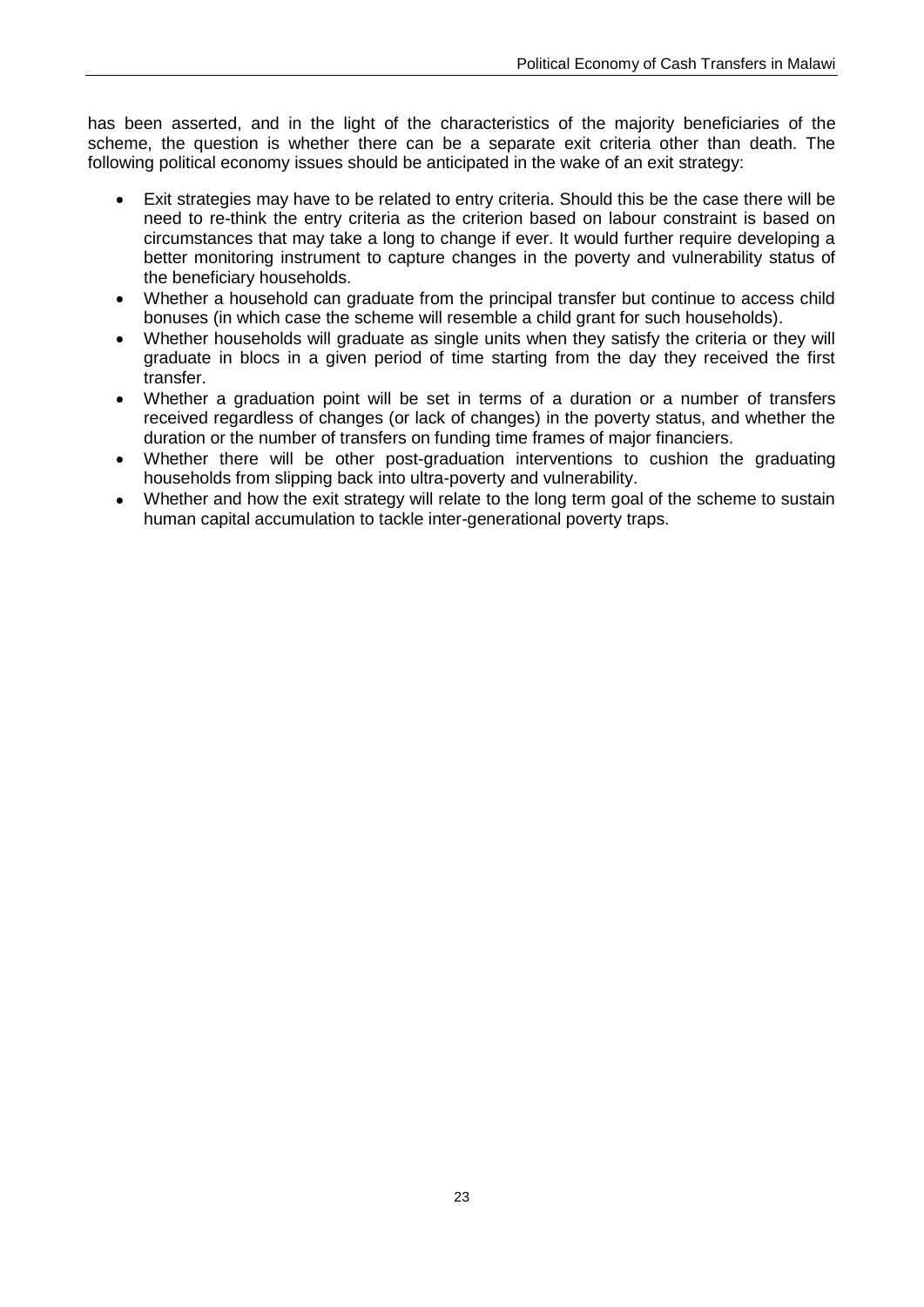has been asserted, and in the light of the characteristics of the majority beneficiaries of the scheme, the question is whether there can be a separate exit criteria other than death. The following political economy issues should be anticipated in the wake of an exit strategy:

- Exit strategies may have to be related to entry criteria. Should this be the case there will be need to re-think the entry criteria as the criterion based on labour constraint is based on circumstances that may take a long to change if ever. It would further require developing a better monitoring instrument to capture changes in the poverty and vulnerability status of the beneficiary households.
- Whether a household can graduate from the principal transfer but continue to access child bonuses (in which case the scheme will resemble a child grant for such households).
- Whether households will graduate as single units when they satisfy the criteria or they will graduate in blocs in a given period of time starting from the day they received the first transfer.
- Whether a graduation point will be set in terms of a duration or a number of transfers received regardless of changes (or lack of changes) in the poverty status, and whether the duration or the number of transfers on funding time frames of major financiers.
- Whether there will be other post-graduation interventions to cushion the graduating households from slipping back into ultra-poverty and vulnerability.
- Whether and how the exit strategy will relate to the long term goal of the scheme to sustain human capital accumulation to tackle inter-generational poverty traps.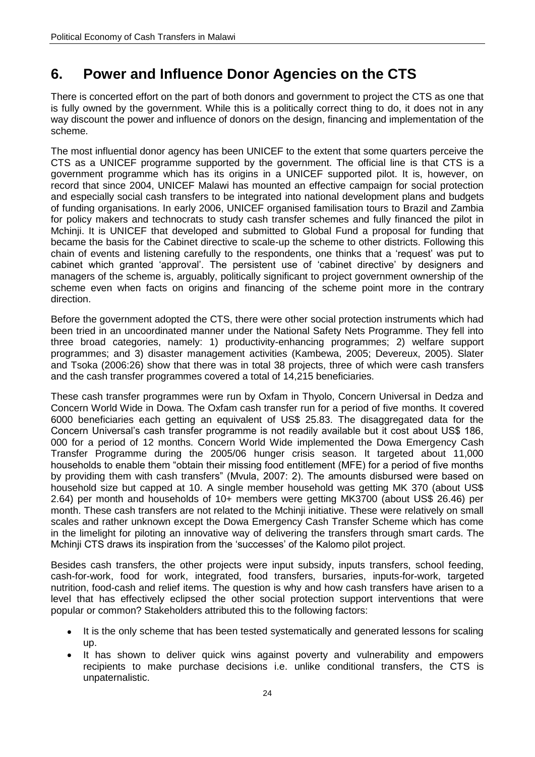# 6. Power and Influence Donor Agencies on the CTS

There is concerted effort on the part of both donors and government to project the CTS as one that is fully owned by the government. While this is a politically correct thing to do, it does not in any way discount the power and influence of donors on the design, financing and implementation of the scheme.

The most influential donor agency has been UNICEF to the extent that some quarters perceive the CTS as a UNICEF programme supported by the government. The official line is that CTS is a government programme which has its origins in a UNICEF supported pilot. It is, however, on record that since 2004, UNICEF Malawi has mounted an effective campaign for social protection and especially social cash transfers to be integrated into national development plans and budgets of funding organisations. In early 2006, UNICEF organised familisation tours to Brazil and Zambia for policy makers and technocrats to study cash transfer schemes and fully financed the pilot in Mchinji. It is UNICEF that developed and submitted to Global Fund a proposal for funding that became the basis for the Cabinet directive to scale-up the scheme to other districts. Following this chain of events and listening carefully to the respondents, one thinks that a 'request' was put to cabinet which granted 'approval'. The persistent use of 'cabinet directive' by designers and managers of the scheme is, arguably, politically significant to project government ownership of the scheme even when facts on origins and financing of the scheme point more in the contrary direction.

Before the government adopted the CTS, there were other social protection instruments which had been tried in an uncoordinated manner under the National Safety Nets Programme. They fell into three broad categories, namely: 1) productivity-enhancing programmes; 2) welfare support programmes; and 3) disaster management activities (Kambewa, 2005; Devereux, 2005). Slater and Tsoka (2006:26) show that there was in total 38 projects, three of which were cash transfers and the cash transfer programmes covered a total of 14,215 beneficiaries.

These cash transfer programmes were run by Oxfam in Thyolo, Concern Universal in Dedza and Concern World Wide in Dowa. The Oxfam cash transfer run for a period of five months. It covered 6000 beneficiaries each getting an equivalent of US$ 25.83. The disaggregated data for the Concern Universal's cash transfer programme is not readily available but it cost about US$ 186, 000 for a period of 12 months. Concern World Wide implemented the Dowa Emergency Cash Transfer Programme during the 2005/06 hunger crisis season. It targeted about 11,000 households to enable them "obtain their missing food entitlement (MFE) for a period of five months by providing them with cash transfers" (Mvula, 2007: 2). The amounts disbursed were based on household size but capped at 10. A single member household was getting MK 370 (about US$ 2.64) per month and households of 10+ members were getting MK3700 (about US$ 26.46) per month. These cash transfers are not related to the Mchinji initiative. These were relatively on small scales and rather unknown except the Dowa Emergency Cash Transfer Scheme which has come in the limelight for piloting an innovative way of delivering the transfers through smart cards. The Mchinji CTS draws its inspiration from the 'successes' of the Kalomo pilot project.

Besides cash transfers, the other projects were input subsidy, inputs transfers, school feeding, cash-for-work, food for work, integrated, food transfers, bursaries, inputs-for-work, targeted nutrition, food-cash and relief items. The question is why and how cash transfers have arisen to a level that has effectively eclipsed the other social protection support interventions that were popular or common? Stakeholders attributed this to the following factors:

- It is the only scheme that has been tested systematically and generated lessons for scaling up.
- It has shown to deliver quick wins against poverty and vulnerability and empowers recipients to make purchase decisions i.e. unlike conditional transfers, the CTS is unpaternalistic.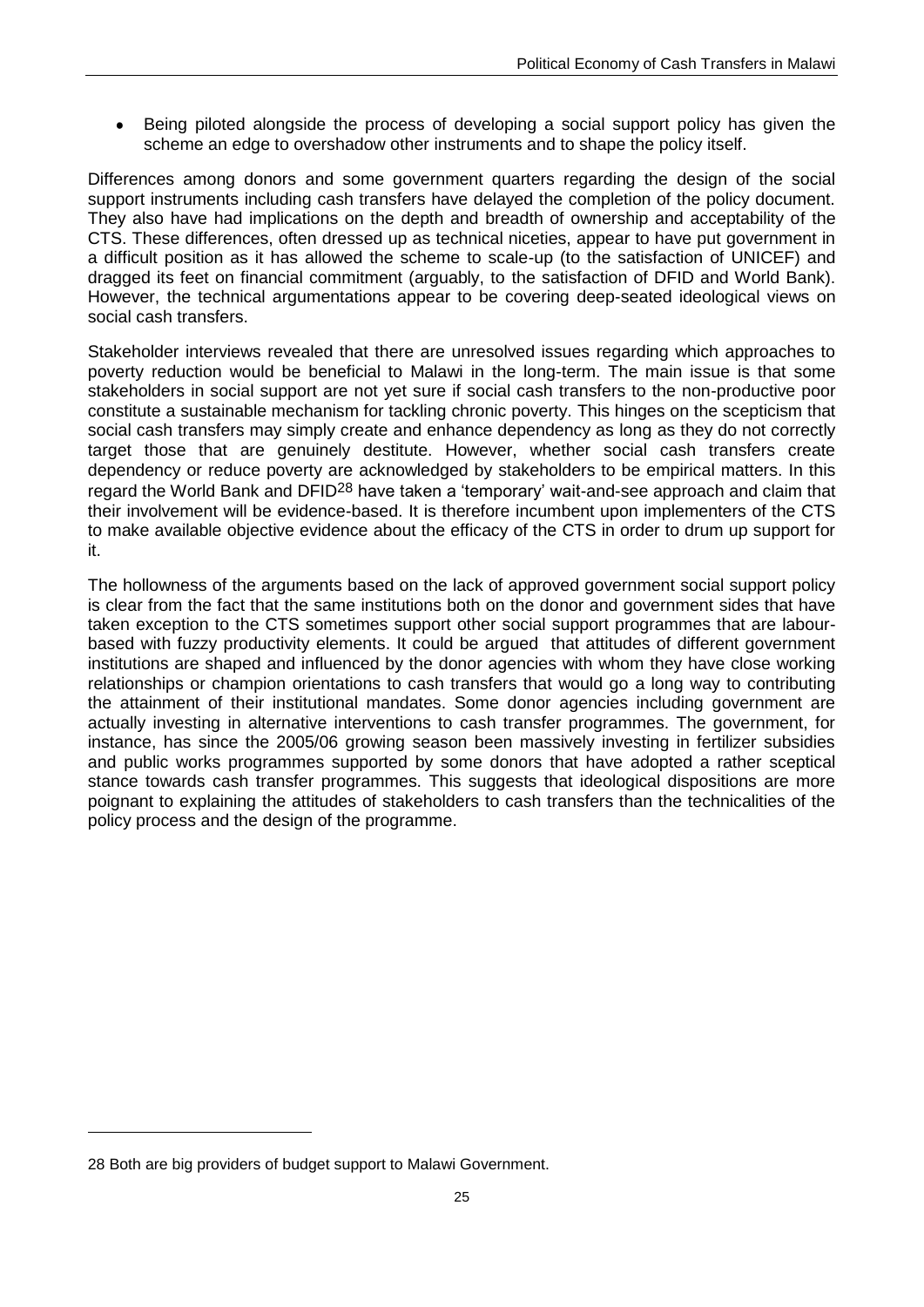- Being piloted alongside the process of developing a social support policy has given the scheme an edge to overshadow other instruments and to shape the policy itself.

Differences among donors and some government quarters regarding the design of the social support instruments including cash transfers have delayed the completion of the policy document. They also have had implications on the depth and breadth of ownership and acceptability of the CTS. These differences, often dressed up as technical niceties, appear to have put government in a difficult position as it has allowed the scheme to scale-up (to the satisfaction of UNICEF) and dragged its feet on financial commitment (arguably, to the satisfaction of DFID and World Bank). However, the technical argumentations appear to be covering deep-seated ideological views on social cash transfers.

Stakeholder interviews revealed that there are unresolved issues regarding which approaches to poverty reduction would be beneficial to Malawi in the long-term. The main issue is that some stakeholders in social support are not yet sure if social cash transfers to the non-productive poor constitute a sustainable mechanism for tackling chronic poverty. This hinges on the scepticism that social cash transfers may simply create and enhance dependency as long as they do not correctly target those that are genuinely destitute. However, whether social cash transfers create dependency or reduce poverty are acknowledged by stakeholders to be empirical matters. In this regard the World Bank and DFID[28] have taken a 'temporary' wait-and-see approach and claim that their involvement will be evidence-based. It is therefore incumbent upon implementers of the CTS to make available objective evidence about the efficacy of the CTS in order to drum up support for it.

The hollowness of the arguments based on the lack of approved government social support policy is clear from the fact that the same institutions both on the donor and government sides that have taken exception to the CTS sometimes support other social support programmes that are labour-based with fuzzy productivity elements. It could be argued that attitudes of different government institutions are shaped and influenced by the donor agencies with whom they have close working relationships or champion orientations to cash transfers that would go a long way to contributing the attainment of their institutional mandates. Some donor agencies including government are actually investing in alternative interventions to cash transfer programmes. The government, for instance, has since the 2005/06 growing season been massively investing in fertilizer subsidies and public works programmes supported by some donors that have adopted a rather sceptical stance towards cash transfer programmes. This suggests that ideological dispositions are more poignant to explaining the attitudes of stakeholders to cash transfers than the technicalities of the policy process and the design of the programme.

28 Both are big providers of budget support to Malawi Government.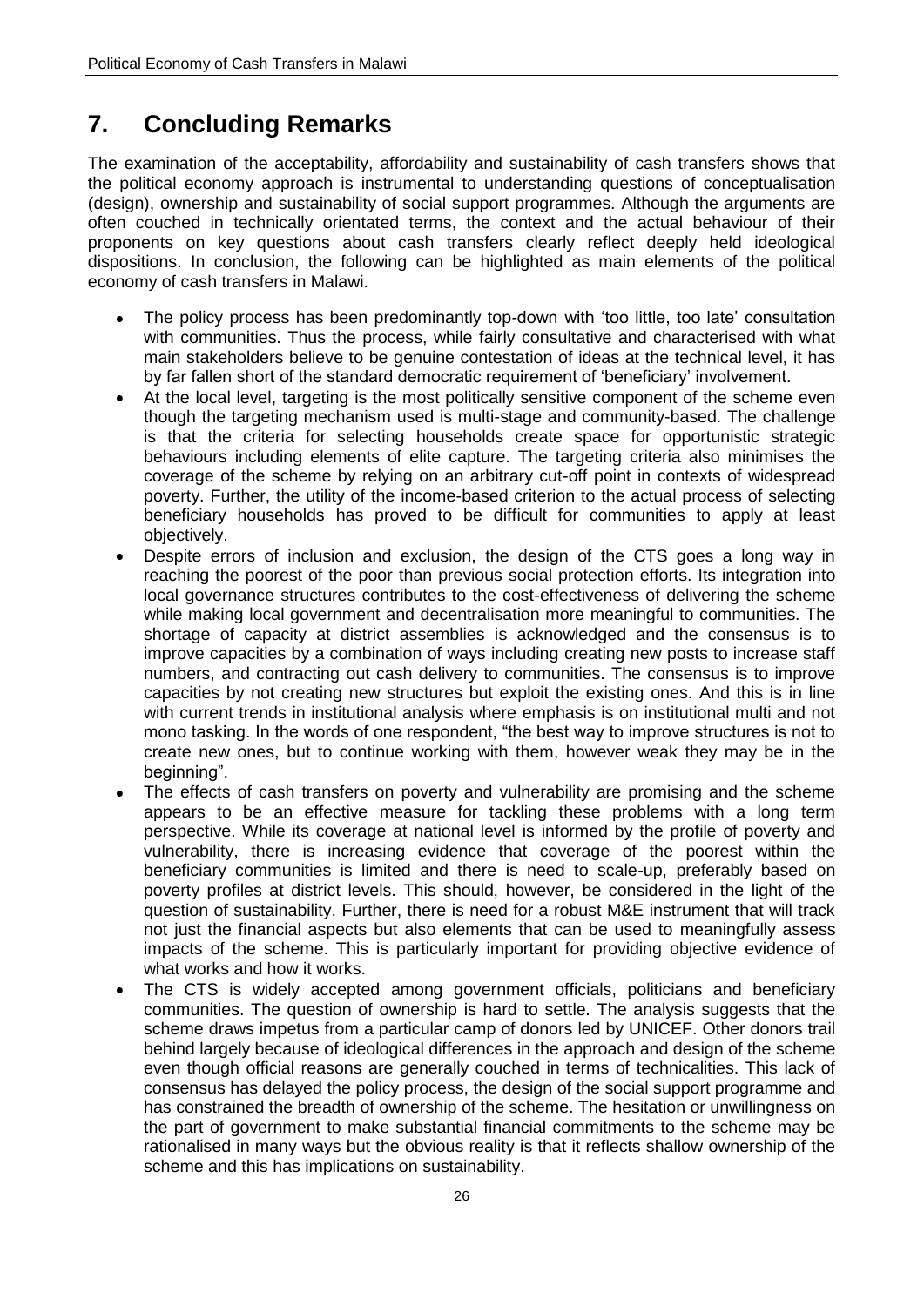## 7. Concluding Remarks

The examination of the acceptability, affordability and sustainability of cash transfers shows that the political economy approach is instrumental to understanding questions of conceptualisation (design), ownership and sustainability of social support programmes. Although the arguments are often couched in technically orientated terms, the context and the actual behaviour of their proponents on key questions about cash transfers clearly reflect deeply held ideological dispositions. In conclusion, the following can be highlighted as main elements of the political economy of cash transfers in Malawi.

- The policy process has been predominantly top-down with 'too little, too late' consultation with communities. Thus the process, while fairly consultative and characterised with what main stakeholders believe to be genuine contestation of ideas at the technical level, it has by far fallen short of the standard democratic requirement of 'beneficiary' involvement.
- At the local level, targeting is the most politically sensitive component of the scheme even though the targeting mechanism used is multi-stage and community-based. The challenge is that the criteria for selecting households create space for opportunistic strategic behaviours including elements of elite capture. The targeting criteria also minimises the coverage of the scheme by relying on an arbitrary cut-off point in contexts of widespread poverty. Further, the utility of the income-based criterion to the actual process of selecting beneficiary households has proved to be difficult for communities to apply at least objectively.
- Despite errors of inclusion and exclusion, the design of the CTS goes a long way in reaching the poorest of the poor than previous social protection efforts. Its integration into local governance structures contributes to the cost-effectiveness of delivering the scheme while making local government and decentralisation more meaningful to communities. The shortage of capacity at district assemblies is acknowledged and the consensus is to improve capacities by a combination of ways including creating new posts to increase staff numbers, and contracting out cash delivery to communities. The consensus is to improve capacities by not creating new structures but exploit the existing ones. And this is in line with current trends in institutional analysis where emphasis is on institutional multi and not mono tasking. In the words of one respondent, "the best way to improve structures is not to create new ones, but to continue working with them, however weak they may be in the beginning".
- The effects of cash transfers on poverty and vulnerability are promising and the scheme appears to be an effective measure for tackling these problems with a long term perspective. While its coverage at national level is informed by the profile of poverty and vulnerability, there is increasing evidence that coverage of the poorest within the beneficiary communities is limited and there is need to scale-up, preferably based on poverty profiles at district levels. This should, however, be considered in the light of the question of sustainability. Further, there is need for a robust M&E instrument that will track not just the financial aspects but also elements that can be used to meaningfully assess impacts of the scheme. This is particularly important for providing objective evidence of what works and how it works.
- The CTS is widely accepted among government officials, politicians and beneficiary communities. The question of ownership is hard to settle. The analysis suggests that the scheme draws impetus from a particular camp of donors led by UNICEF. Other donors trail behind largely because of ideological differences in the approach and design of the scheme even though official reasons are generally couched in terms of technicalities. This lack of consensus has delayed the policy process, the design of the social support programme and has constrained the breadth of ownership of the scheme. The hesitation or unwillingness on the part of government to make substantial financial commitments to the scheme may be rationalised in many ways but the obvious reality is that it reflects shallow ownership of the scheme and this has implications on sustainability.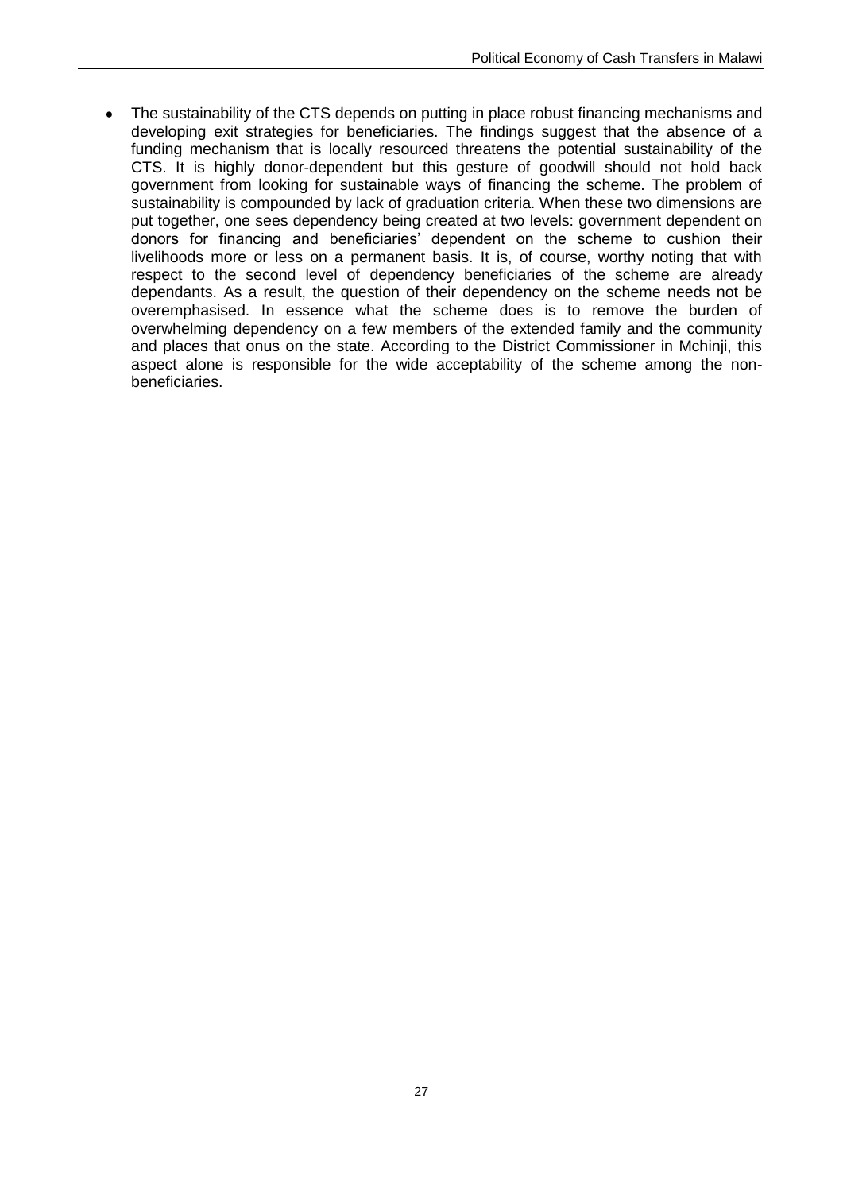- The sustainability of the CTS depends on putting in place robust financing mechanisms and developing exit strategies for beneficiaries. The findings suggest that the absence of a funding mechanism that is locally resourced threatens the potential sustainability of the CTS. It is highly donor-dependent but this gesture of goodwill should not hold back government from looking for sustainable ways of financing the scheme. The problem of sustainability is compounded by lack of graduation criteria. When these two dimensions are put together, one sees dependency being created at two levels: government dependent on donors for financing and beneficiaries' dependent on the scheme to cushion their livelihoods more or less on a permanent basis. It is, of course, worthy noting that with respect to the second level of dependency beneficiaries of the scheme are already dependants. As a result, the question of their dependency on the scheme needs not be overemphasised. In essence what the scheme does is to remove the burden of overwhelming dependency on a few members of the extended family and the community and places that onus on the state. According to the District Commissioner in Mchinji, this aspect alone is responsible for the wide acceptability of the scheme among the non-beneficiaries.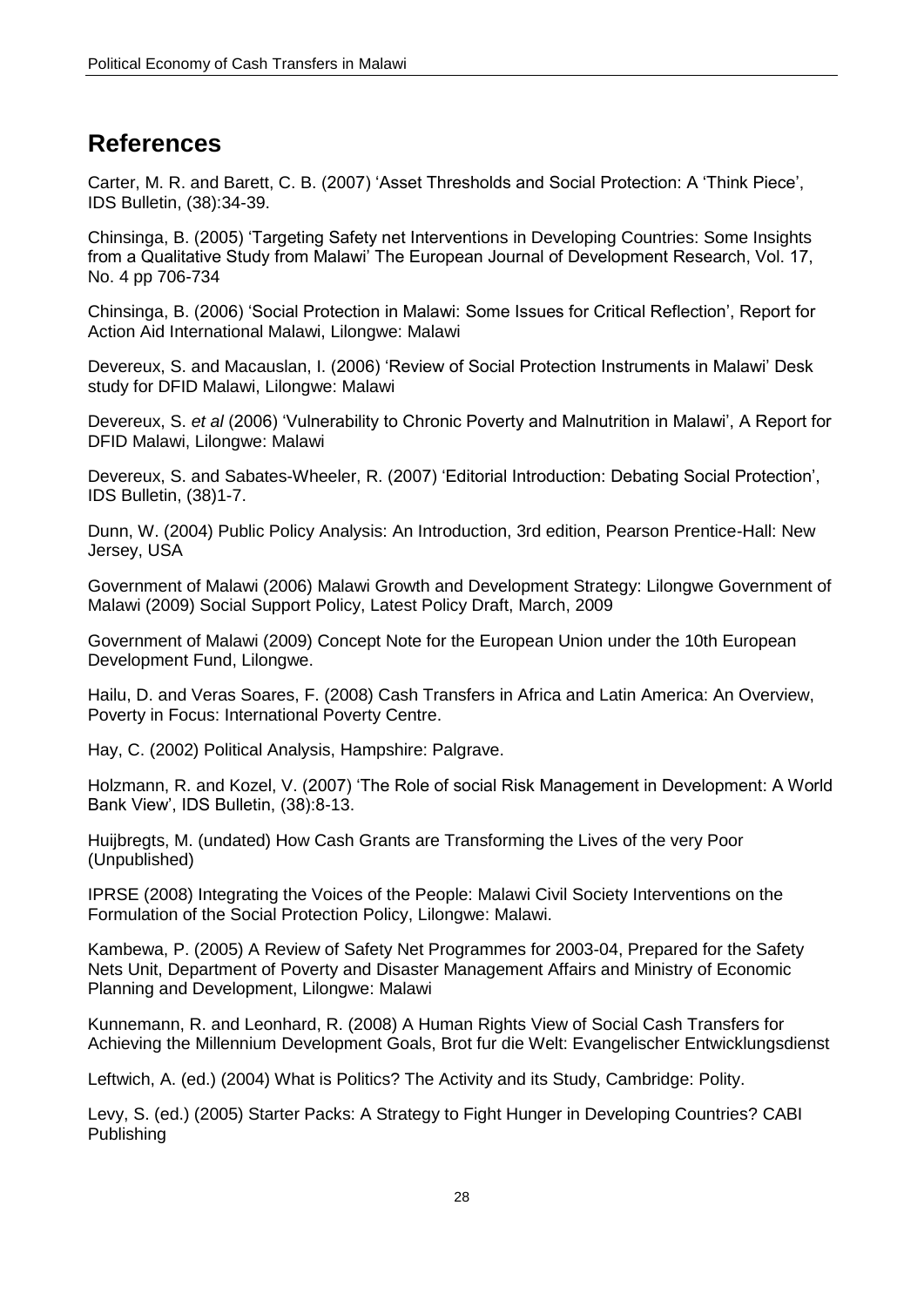# References

Carter, M. R. and Barett, C. B. (2007) 'Asset Thresholds and Social Protection: A 'Think Piece', IDS Bulletin, (38):34-39.

Chinsinga, B. (2005) 'Targeting Safety net Interventions in Developing Countries: Some Insights from a Qualitative Study from Malawi' The European Journal of Development Research, Vol. 17, No. 4 pp 706-734

Chinsinga, B. (2006) 'Social Protection in Malawi: Some Issues for Critical Reflection', Report for Action Aid International Malawi, Lilongwe: Malawi

Devereux, S. and Macauslan, I. (2006) 'Review of Social Protection Instruments in Malawi' Desk study for DFID Malawi, Lilongwe: Malawi

Devereux, S. *et al* (2006) 'Vulnerability to Chronic Poverty and Malnutrition in Malawi', A Report for DFID Malawi, Lilongwe: Malawi

Devereux, S. and Sabates-Wheeler, R. (2007) 'Editorial Introduction: Debating Social Protection', IDS Bulletin, (38)1-7.

Dunn, W. (2004) Public Policy Analysis: An Introduction, 3rd edition, Pearson Prentice-Hall: New Jersey, USA

Government of Malawi (2006) Malawi Growth and Development Strategy: Lilongwe Government of Malawi (2009) Social Support Policy, Latest Policy Draft, March, 2009

Government of Malawi (2009) Concept Note for the European Union under the 10th European Development Fund, Lilongwe.

Hailu, D. and Veras Soares, F. (2008) Cash Transfers in Africa and Latin America: An Overview, Poverty in Focus: International Poverty Centre.

Hay, C. (2002) Political Analysis, Hampshire: Palgrave.

Holzmann, R. and Kozel, V. (2007) 'The Role of social Risk Management in Development: A World Bank View', IDS Bulletin, (38):8-13.

Huijbregts, M. (undated) How Cash Grants are Transforming the Lives of the very Poor (Unpublished)

IPRSE (2008) Integrating the Voices of the People: Malawi Civil Society Interventions on the Formulation of the Social Protection Policy, Lilongwe: Malawi.

Kambewa, P. (2005) A Review of Safety Net Programmes for 2003-04, Prepared for the Safety Nets Unit, Department of Poverty and Disaster Management Affairs and Ministry of Economic Planning and Development, Lilongwe: Malawi

Kunnemann, R. and Leonhard, R. (2008) A Human Rights View of Social Cash Transfers for Achieving the Millennium Development Goals, Brot fur die Welt: Evangelischer Entwicklungsdienst

Leftwich, A. (ed.) (2004) What is Politics? The Activity and its Study, Cambridge: Polity.

Levy, S. (ed.) (2005) Starter Packs: A Strategy to Fight Hunger in Developing Countries? CABI Publishing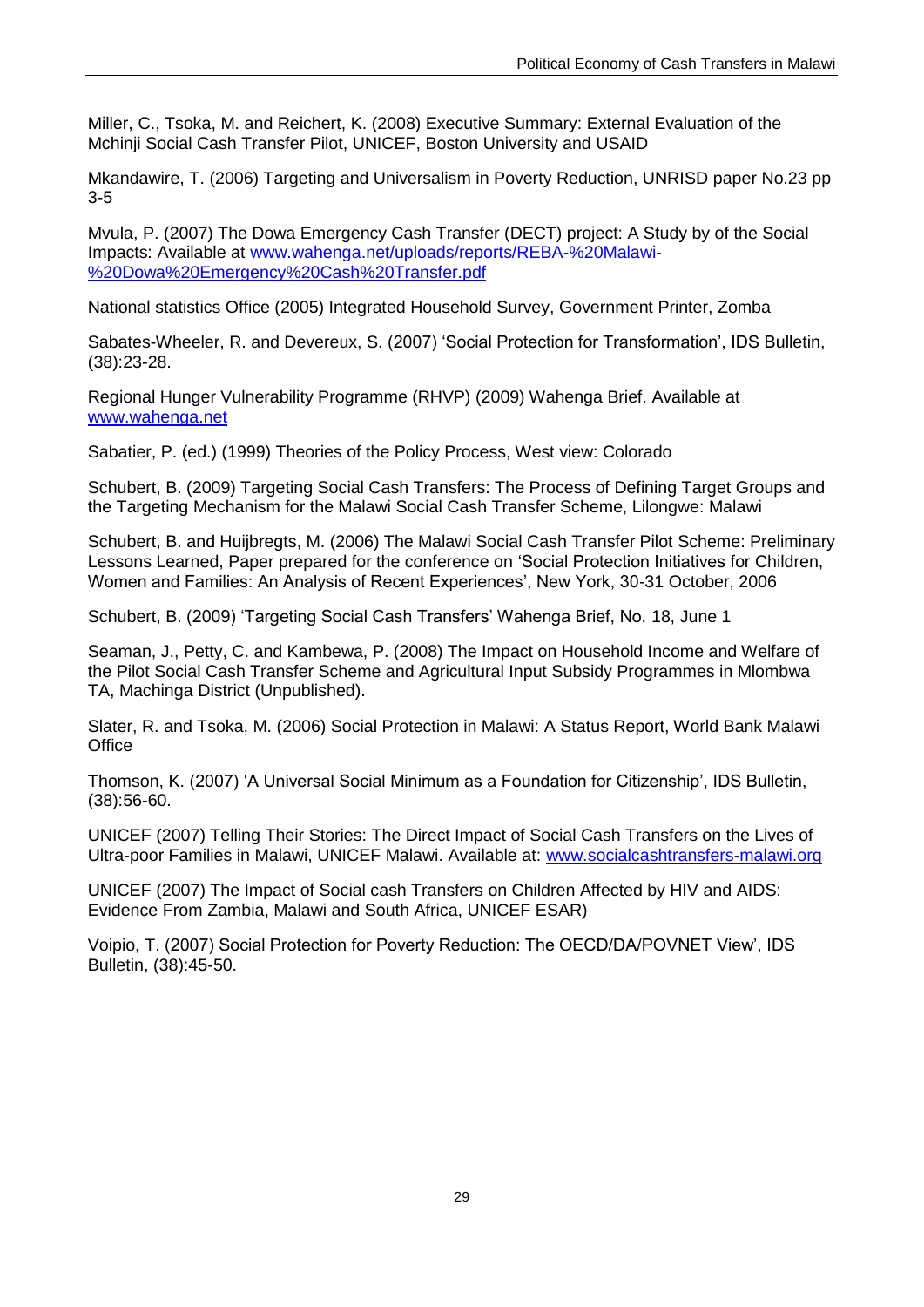Miller, C., Tsoka, M. and Reichert, K. (2008) Executive Summary: External Evaluation of the Mchinji Social Cash Transfer Pilot, UNICEF, Boston University and USAID

Mkandawire, T. (2006) Targeting and Universalism in Poverty Reduction, UNRISD paper No.23 pp 3-5

Mvula, P. (2007) The Dowa Emergency Cash Transfer (DECT) project: A Study by of the Social Impacts: Available at www.wahenga.net/uploads/reports/REBA-%20Malawi-%20Dowa%20Emergency%20Cash%20Transfer.pdf

National statistics Office (2005) Integrated Household Survey, Government Printer, Zomba

Sabates-Wheeler, R. and Devereux, S. (2007) 'Social Protection for Transformation', IDS Bulletin, (38):23-28.

Regional Hunger Vulnerability Programme (RHVP) (2009) Wahenga Brief. Available at www.wahenga.net

Sabatier, P. (ed.) (1999) Theories of the Policy Process, West view: Colorado

Schubert, B. (2009) Targeting Social Cash Transfers: The Process of Defining Target Groups and the Targeting Mechanism for the Malawi Social Cash Transfer Scheme, Lilongwe: Malawi

Schubert, B. and Huijbregts, M. (2006) The Malawi Social Cash Transfer Pilot Scheme: Preliminary Lessons Learned, Paper prepared for the conference on 'Social Protection Initiatives for Children, Women and Families: An Analysis of Recent Experiences', New York, 30-31 October, 2006

Schubert, B. (2009) 'Targeting Social Cash Transfers' Wahenga Brief, No. 18, June 1

Seaman, J., Petty, C. and Kambewa, P. (2008) The Impact on Household Income and Welfare of the Pilot Social Cash Transfer Scheme and Agricultural Input Subsidy Programmes in Mlombwa TA, Machinga District (Unpublished).

Slater, R. and Tsoka, M. (2006) Social Protection in Malawi: A Status Report, World Bank Malawi Office

Thomson, K. (2007) 'A Universal Social Minimum as a Foundation for Citizenship', IDS Bulletin, (38):56-60.

UNICEF (2007) Telling Their Stories: The Direct Impact of Social Cash Transfers on the Lives of Ultra-poor Families in Malawi, UNICEF Malawi. Available at: www.socialcashtransfers-malawi.org

UNICEF (2007) The Impact of Social cash Transfers on Children Affected by HIV and AIDS: Evidence From Zambia, Malawi and South Africa, UNICEF ESAR)

Voipio, T. (2007) Social Protection for Poverty Reduction: The OECD/DA/POVNET View', IDS Bulletin, (38):45-50.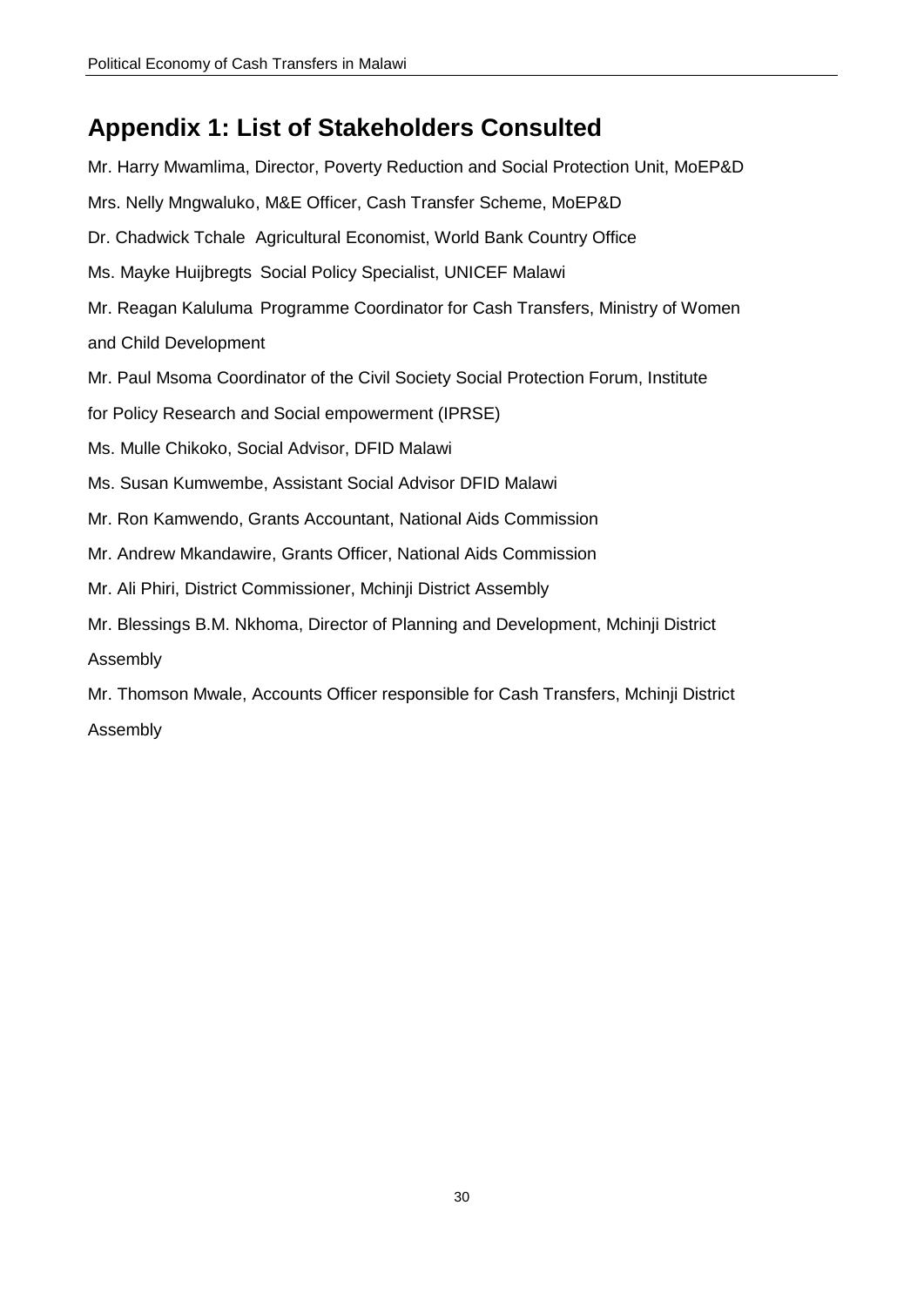## Appendix 1: List of Stakeholders Consulted

Mr. Harry Mwamlima, Director, Poverty Reduction and Social Protection Unit, MoEP&D

Mrs. Nelly Mngwaluko, M&E Officer, Cash Transfer Scheme, MoEP&D

Dr. Chadwick Tchale Agricultural Economist, World Bank Country Office

Ms. Mayke Huijbregts Social Policy Specialist, UNICEF Malawi

Mr. Reagan Kaluluma Programme Coordinator for Cash Transfers, Ministry of Women and Child Development

Mr. Paul Msoma Coordinator of the Civil Society Social Protection Forum, Institute for Policy Research and Social empowerment (IPRSE)

Ms. Mulle Chikoko, Social Advisor, DFID Malawi

Ms. Susan Kumwembe, Assistant Social Advisor DFID Malawi

Mr. Ron Kamwendo, Grants Accountant, National Aids Commission

Mr. Andrew Mkandawire, Grants Officer, National Aids Commission

Mr. Ali Phiri, District Commissioner, Mchinji District Assembly

Mr. Blessings B.M. Nkhoma, Director of Planning and Development, Mchinji District Assembly

Mr. Thomson Mwale, Accounts Officer responsible for Cash Transfers, Mchinji District Assembly